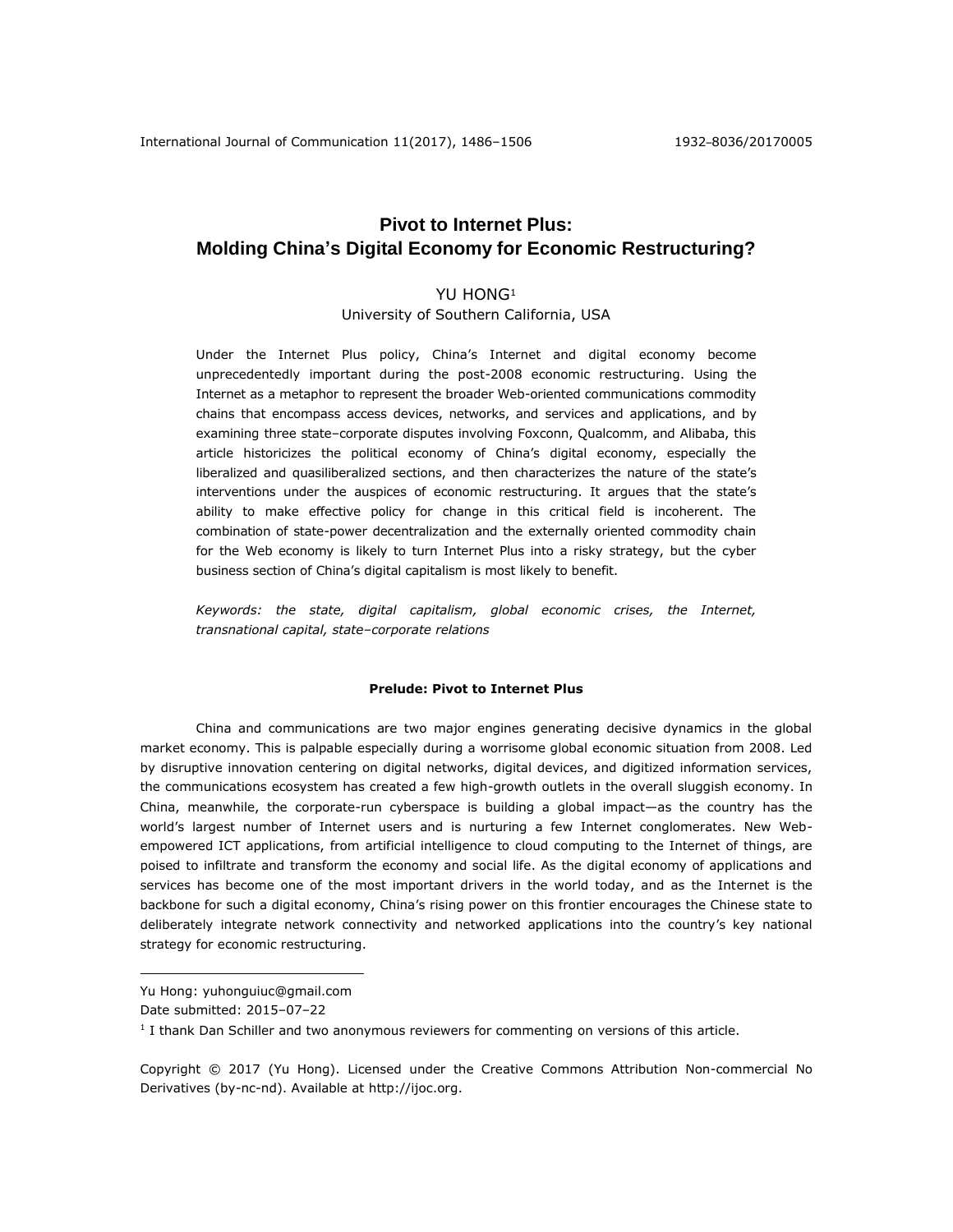# Pivot to Internet Plus: Molding China's Digital Economy for Economic Restructuring?

YU HONG[1]

University of Southern California, USA

Under the Internet Plus policy, China's Internet and digital economy become unprecedentedly important during the post-2008 economic restructuring. Using the Internet as a metaphor to represent the broader Web-oriented communications commodity chains that encompass access devices, networks, and services and applications, and by examining three state–corporate disputes involving Foxconn, Qualcomm, and Alibaba, this article historicizes the political economy of China's digital economy, especially the liberalized and quasiliberalized sections, and then characterizes the nature of the state's interventions under the auspices of economic restructuring. It argues that the state's ability to make effective policy for change in this critical field is incoherent. The combination of state-power decentralization and the externally oriented commodity chain for the Web economy is likely to turn Internet Plus into a risky strategy, but the cyber business section of China's digital capitalism is most likely to benefit.

*Keywords: the state, digital capitalism, global economic crises, the Internet, transnational capital, state–corporate relations*

## Prelude: Pivot to Internet Plus

China and communications are two major engines generating decisive dynamics in the global market economy. This is palpable especially during a worrisome global economic situation from 2008. Led by disruptive innovation centering on digital networks, digital devices, and digitized information services, the communications ecosystem has created a few high-growth outlets in the overall sluggish economy. In China, meanwhile, the corporate-run cyberspace is building a global impact—as the country has the world's largest number of Internet users and is nurturing a few Internet conglomerates. New Web-empowered ICT applications, from artificial intelligence to cloud computing to the Internet of things, are poised to infiltrate and transform the economy and social life. As the digital economy of applications and services has become one of the most important drivers in the world today, and as the Internet is the backbone for such a digital economy, China's rising power on this frontier encourages the Chinese state to deliberately integrate network connectivity and networked applications into the country's key national strategy for economic restructuring.

---

Yu Hong: yuhonguiuc@gmail.com

Date submitted: 2015–07–22

[1] I thank Dan Schiller and two anonymous reviewers for commenting on versions of this article.

Copyright © 2017 (Yu Hong). Licensed under the Creative Commons Attribution Non-commercial No Derivatives (by-nc-nd). Available at http://ijoc.org.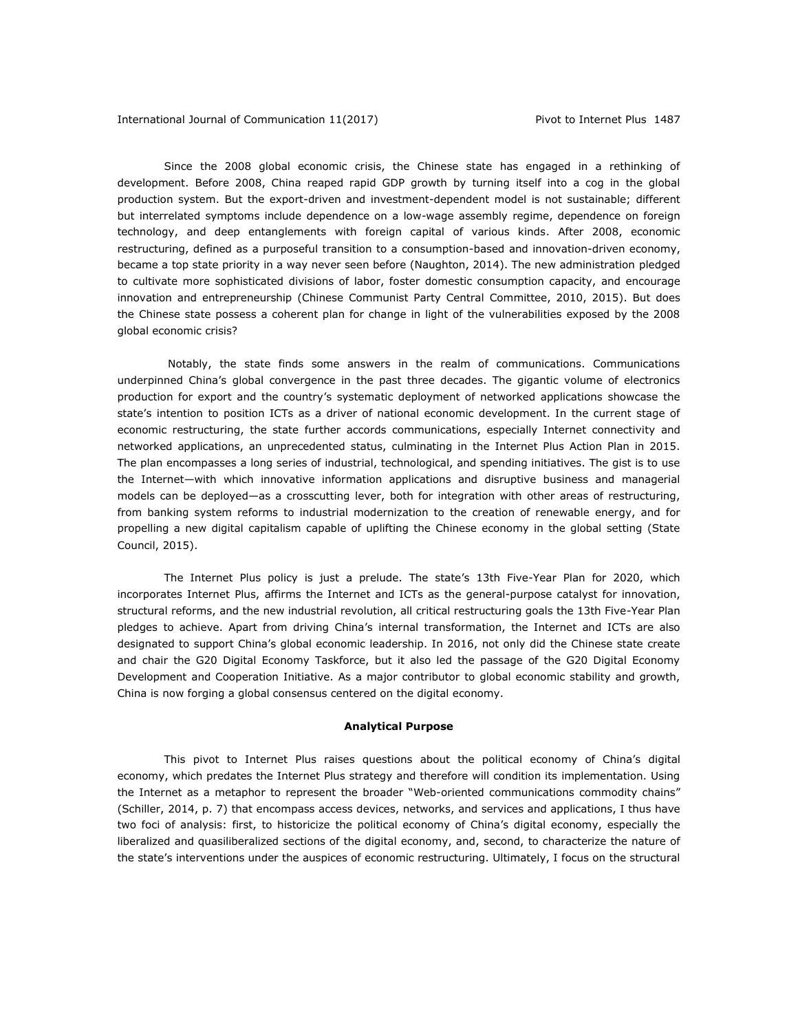Since the 2008 global economic crisis, the Chinese state has engaged in a rethinking of development. Before 2008, China reaped rapid GDP growth by turning itself into a cog in the global production system. But the export-driven and investment-dependent model is not sustainable; different but interrelated symptoms include dependence on a low-wage assembly regime, dependence on foreign technology, and deep entanglements with foreign capital of various kinds. After 2008, economic restructuring, defined as a purposeful transition to a consumption-based and innovation-driven economy, became a top state priority in a way never seen before (Naughton, 2014). The new administration pledged to cultivate more sophisticated divisions of labor, foster domestic consumption capacity, and encourage innovation and entrepreneurship (Chinese Communist Party Central Committee, 2010, 2015). But does the Chinese state possess a coherent plan for change in light of the vulnerabilities exposed by the 2008 global economic crisis?

Notably, the state finds some answers in the realm of communications. Communications underpinned China's global convergence in the past three decades. The gigantic volume of electronics production for export and the country's systematic deployment of networked applications showcase the state's intention to position ICTs as a driver of national economic development. In the current stage of economic restructuring, the state further accords communications, especially Internet connectivity and networked applications, an unprecedented status, culminating in the Internet Plus Action Plan in 2015. The plan encompasses a long series of industrial, technological, and spending initiatives. The gist is to use the Internet—with which innovative information applications and disruptive business and managerial models can be deployed—as a crosscutting lever, both for integration with other areas of restructuring, from banking system reforms to industrial modernization to the creation of renewable energy, and for propelling a new digital capitalism capable of uplifting the Chinese economy in the global setting (State Council, 2015).

The Internet Plus policy is just a prelude. The state's 13th Five-Year Plan for 2020, which incorporates Internet Plus, affirms the Internet and ICTs as the general-purpose catalyst for innovation, structural reforms, and the new industrial revolution, all critical restructuring goals the 13th Five-Year Plan pledges to achieve. Apart from driving China's internal transformation, the Internet and ICTs are also designated to support China's global economic leadership. In 2016, not only did the Chinese state create and chair the G20 Digital Economy Taskforce, but it also led the passage of the G20 Digital Economy Development and Cooperation Initiative. As a major contributor to global economic stability and growth, China is now forging a global consensus centered on the digital economy.

## Analytical Purpose

This pivot to Internet Plus raises questions about the political economy of China's digital economy, which predates the Internet Plus strategy and therefore will condition its implementation. Using the Internet as a metaphor to represent the broader "Web-oriented communications commodity chains" (Schiller, 2014, p. 7) that encompass access devices, networks, and services and applications, I thus have two foci of analysis: first, to historicize the political economy of China's digital economy, especially the liberalized and quasiliberalized sections of the digital economy, and, second, to characterize the nature of the state's interventions under the auspices of economic restructuring. Ultimately, I focus on the structural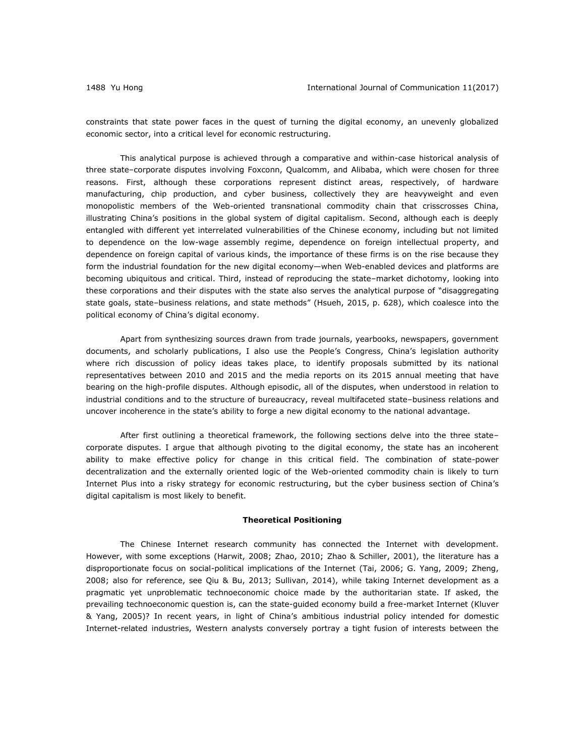constraints that state power faces in the quest of turning the digital economy, an unevenly globalized economic sector, into a critical level for economic restructuring.

This analytical purpose is achieved through a comparative and within-case historical analysis of three state–corporate disputes involving Foxconn, Qualcomm, and Alibaba, which were chosen for three reasons. First, although these corporations represent distinct areas, respectively, of hardware manufacturing, chip production, and cyber business, collectively they are heavyweight and even monopolistic members of the Web-oriented transnational commodity chain that crisscrosses China, illustrating China's positions in the global system of digital capitalism. Second, although each is deeply entangled with different yet interrelated vulnerabilities of the Chinese economy, including but not limited to dependence on the low-wage assembly regime, dependence on foreign intellectual property, and dependence on foreign capital of various kinds, the importance of these firms is on the rise because they form the industrial foundation for the new digital economy—when Web-enabled devices and platforms are becoming ubiquitous and critical. Third, instead of reproducing the state–market dichotomy, looking into these corporations and their disputes with the state also serves the analytical purpose of "disaggregating state goals, state–business relations, and state methods" (Hsueh, 2015, p. 628), which coalesce into the political economy of China's digital economy.

Apart from synthesizing sources drawn from trade journals, yearbooks, newspapers, government documents, and scholarly publications, I also use the People's Congress, China's legislation authority where rich discussion of policy ideas takes place, to identify proposals submitted by its national representatives between 2010 and 2015 and the media reports on its 2015 annual meeting that have bearing on the high-profile disputes. Although episodic, all of the disputes, when understood in relation to industrial conditions and to the structure of bureaucracy, reveal multifaceted state–business relations and uncover incoherence in the state's ability to forge a new digital economy to the national advantage.

After first outlining a theoretical framework, the following sections delve into the three state–corporate disputes. I argue that although pivoting to the digital economy, the state has an incoherent ability to make effective policy for change in this critical field. The combination of state-power decentralization and the externally oriented logic of the Web-oriented commodity chain is likely to turn Internet Plus into a risky strategy for economic restructuring, but the cyber business section of China's digital capitalism is most likely to benefit.

## Theoretical Positioning

The Chinese Internet research community has connected the Internet with development. However, with some exceptions (Harwit, 2008; Zhao, 2010; Zhao & Schiller, 2001), the literature has a disproportionate focus on social-political implications of the Internet (Tai, 2006; G. Yang, 2009; Zheng, 2008; also for reference, see Qiu & Bu, 2013; Sullivan, 2014), while taking Internet development as a pragmatic yet unproblematic technoeconomic choice made by the authoritarian state. If asked, the prevailing technoeconomic question is, can the state-guided economy build a free-market Internet (Kluver & Yang, 2005)? In recent years, in light of China's ambitious industrial policy intended for domestic Internet-related industries, Western analysts conversely portray a tight fusion of interests between the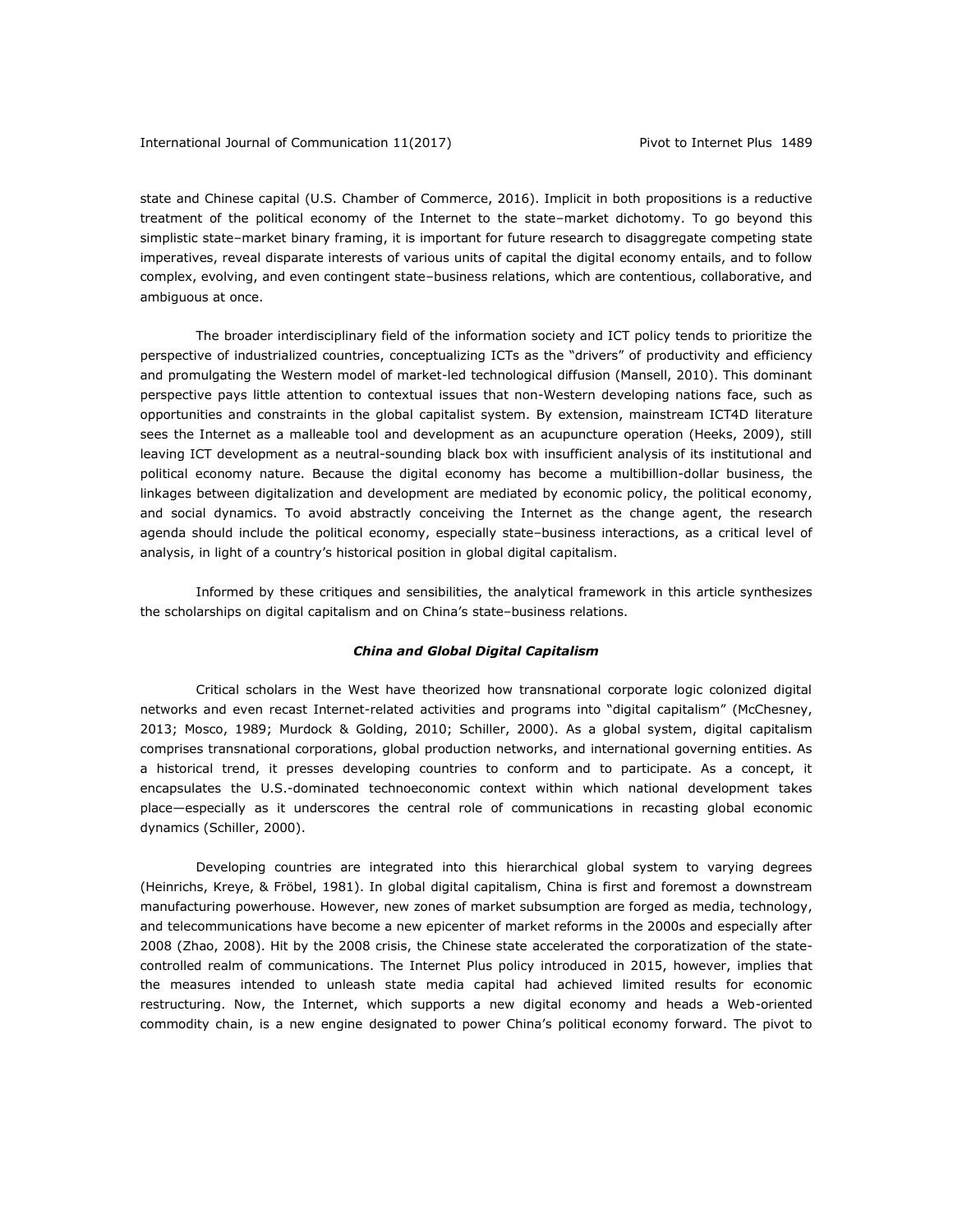state and Chinese capital (U.S. Chamber of Commerce, 2016). Implicit in both propositions is a reductive treatment of the political economy of the Internet to the state–market dichotomy. To go beyond this simplistic state–market binary framing, it is important for future research to disaggregate competing state imperatives, reveal disparate interests of various units of capital the digital economy entails, and to follow complex, evolving, and even contingent state–business relations, which are contentious, collaborative, and ambiguous at once.

The broader interdisciplinary field of the information society and ICT policy tends to prioritize the perspective of industrialized countries, conceptualizing ICTs as the "drivers" of productivity and efficiency and promulgating the Western model of market-led technological diffusion (Mansell, 2010). This dominant perspective pays little attention to contextual issues that non-Western developing nations face, such as opportunities and constraints in the global capitalist system. By extension, mainstream ICT4D literature sees the Internet as a malleable tool and development as an acupuncture operation (Heeks, 2009), still leaving ICT development as a neutral-sounding black box with insufficient analysis of its institutional and political economy nature. Because the digital economy has become a multibillion-dollar business, the linkages between digitalization and development are mediated by economic policy, the political economy, and social dynamics. To avoid abstractly conceiving the Internet as the change agent, the research agenda should include the political economy, especially state–business interactions, as a critical level of analysis, in light of a country's historical position in global digital capitalism.

Informed by these critiques and sensibilities, the analytical framework in this article synthesizes the scholarships on digital capitalism and on China's state–business relations.

### ***China and Global Digital Capitalism***

Critical scholars in the West have theorized how transnational corporate logic colonized digital networks and even recast Internet-related activities and programs into "digital capitalism" (McChesney, 2013; Mosco, 1989; Murdock & Golding, 2010; Schiller, 2000). As a global system, digital capitalism comprises transnational corporations, global production networks, and international governing entities. As a historical trend, it presses developing countries to conform and to participate. As a concept, it encapsulates the U.S.-dominated technoeconomic context within which national development takes place—especially as it underscores the central role of communications in recasting global economic dynamics (Schiller, 2000).

Developing countries are integrated into this hierarchical global system to varying degrees (Heinrichs, Kreye, & Fröbel, 1981). In global digital capitalism, China is first and foremost a downstream manufacturing powerhouse. However, new zones of market subsumption are forged as media, technology, and telecommunications have become a new epicenter of market reforms in the 2000s and especially after 2008 (Zhao, 2008). Hit by the 2008 crisis, the Chinese state accelerated the corporatization of the state-controlled realm of communications. The Internet Plus policy introduced in 2015, however, implies that the measures intended to unleash state media capital had achieved limited results for economic restructuring. Now, the Internet, which supports a new digital economy and heads a Web-oriented commodity chain, is a new engine designated to power China's political economy forward. The pivot to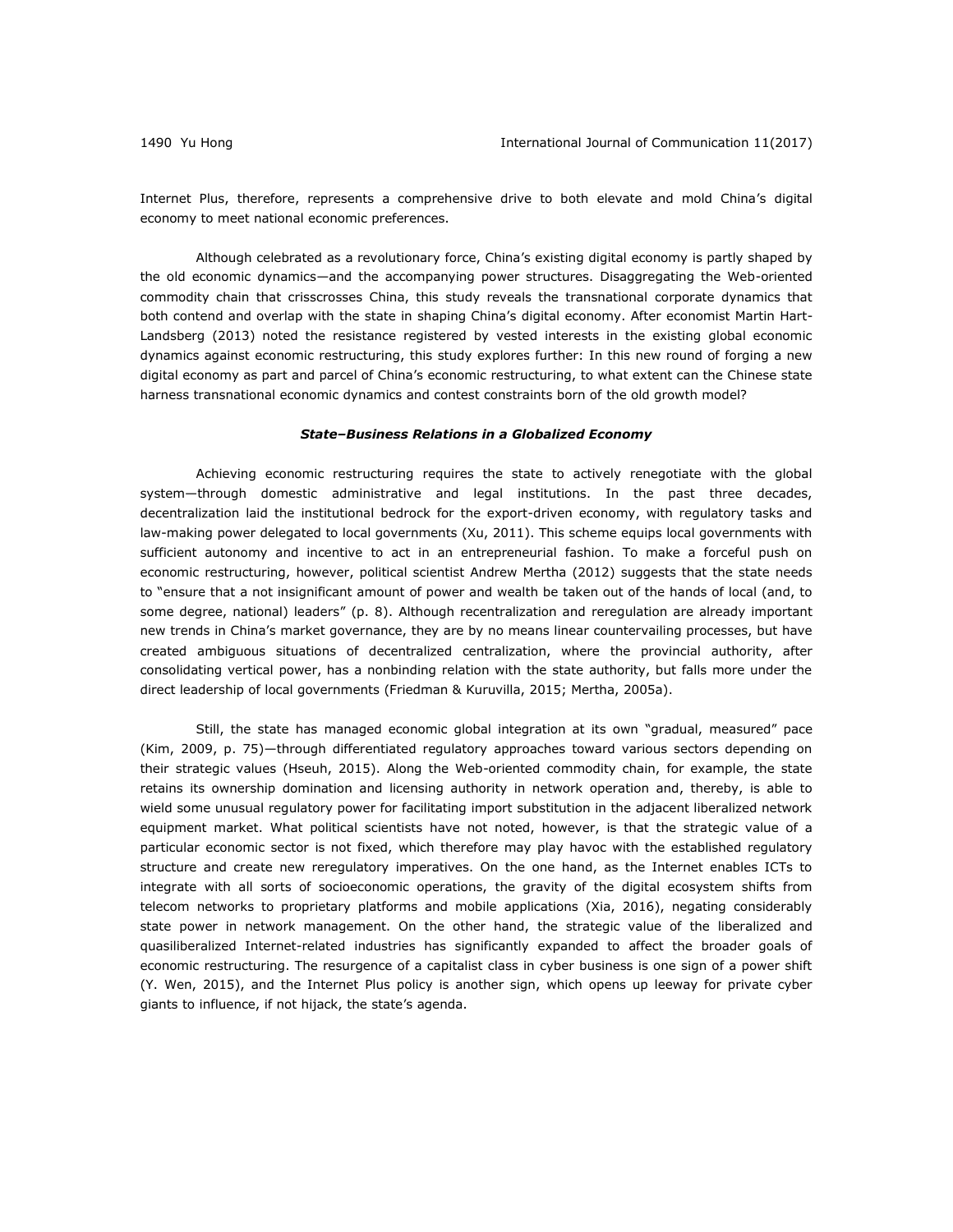Internet Plus, therefore, represents a comprehensive drive to both elevate and mold China's digital economy to meet national economic preferences.

Although celebrated as a revolutionary force, China's existing digital economy is partly shaped by the old economic dynamics—and the accompanying power structures. Disaggregating the Web-oriented commodity chain that crisscrosses China, this study reveals the transnational corporate dynamics that both contend and overlap with the state in shaping China's digital economy. After economist Martin Hart-Landsberg (2013) noted the resistance registered by vested interests in the existing global economic dynamics against economic restructuring, this study explores further: In this new round of forging a new digital economy as part and parcel of China's economic restructuring, to what extent can the Chinese state harness transnational economic dynamics and contest constraints born of the old growth model?

### *State–Business Relations in a Globalized Economy*

Achieving economic restructuring requires the state to actively renegotiate with the global system—through domestic administrative and legal institutions. In the past three decades, decentralization laid the institutional bedrock for the export-driven economy, with regulatory tasks and law-making power delegated to local governments (Xu, 2011). This scheme equips local governments with sufficient autonomy and incentive to act in an entrepreneurial fashion. To make a forceful push on economic restructuring, however, political scientist Andrew Mertha (2012) suggests that the state needs to "ensure that a not insignificant amount of power and wealth be taken out of the hands of local (and, to some degree, national) leaders" (p. 8). Although recentralization and reregulation are already important new trends in China's market governance, they are by no means linear countervailing processes, but have created ambiguous situations of decentralized centralization, where the provincial authority, after consolidating vertical power, has a nonbinding relation with the state authority, but falls more under the direct leadership of local governments (Friedman & Kuruvilla, 2015; Mertha, 2005a).

Still, the state has managed economic global integration at its own "gradual, measured" pace (Kim, 2009, p. 75)—through differentiated regulatory approaches toward various sectors depending on their strategic values (Hseuh, 2015). Along the Web-oriented commodity chain, for example, the state retains its ownership domination and licensing authority in network operation and, thereby, is able to wield some unusual regulatory power for facilitating import substitution in the adjacent liberalized network equipment market. What political scientists have not noted, however, is that the strategic value of a particular economic sector is not fixed, which therefore may play havoc with the established regulatory structure and create new reregulatory imperatives. On the one hand, as the Internet enables ICTs to integrate with all sorts of socioeconomic operations, the gravity of the digital ecosystem shifts from telecom networks to proprietary platforms and mobile applications (Xia, 2016), negating considerably state power in network management. On the other hand, the strategic value of the liberalized and quasiliberalized Internet-related industries has significantly expanded to affect the broader goals of economic restructuring. The resurgence of a capitalist class in cyber business is one sign of a power shift (Y. Wen, 2015), and the Internet Plus policy is another sign, which opens up leeway for private cyber giants to influence, if not hijack, the state's agenda.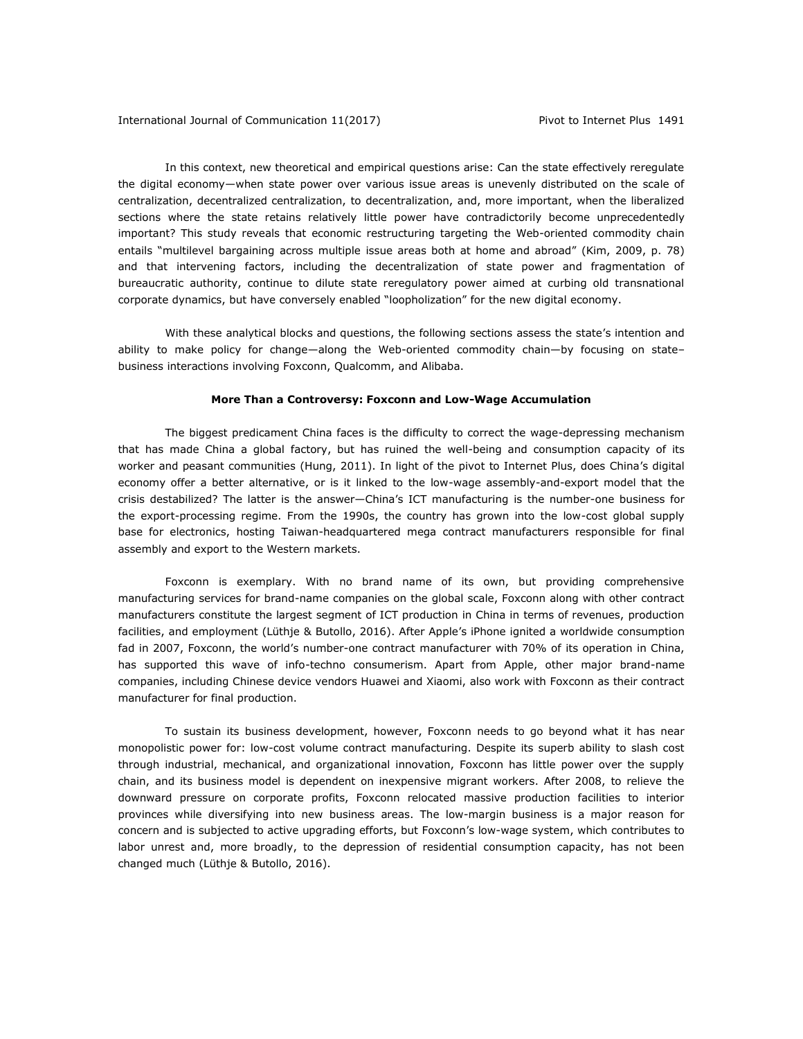In this context, new theoretical and empirical questions arise: Can the state effectively reregulate the digital economy—when state power over various issue areas is unevenly distributed on the scale of centralization, decentralized centralization, to decentralization, and, more important, when the liberalized sections where the state retains relatively little power have contradictorily become unprecedentedly important? This study reveals that economic restructuring targeting the Web-oriented commodity chain entails "multilevel bargaining across multiple issue areas both at home and abroad" (Kim, 2009, p. 78) and that intervening factors, including the decentralization of state power and fragmentation of bureaucratic authority, continue to dilute state reregulatory power aimed at curbing old transnational corporate dynamics, but have conversely enabled "loopholization" for the new digital economy.

With these analytical blocks and questions, the following sections assess the state's intention and ability to make policy for change—along the Web-oriented commodity chain—by focusing on state–business interactions involving Foxconn, Qualcomm, and Alibaba.

## More Than a Controversy: Foxconn and Low-Wage Accumulation

The biggest predicament China faces is the difficulty to correct the wage-depressing mechanism that has made China a global factory, but has ruined the well-being and consumption capacity of its worker and peasant communities (Hung, 2011). In light of the pivot to Internet Plus, does China's digital economy offer a better alternative, or is it linked to the low-wage assembly-and-export model that the crisis destabilized? The latter is the answer—China's ICT manufacturing is the number-one business for the export-processing regime. From the 1990s, the country has grown into the low-cost global supply base for electronics, hosting Taiwan-headquartered mega contract manufacturers responsible for final assembly and export to the Western markets.

Foxconn is exemplary. With no brand name of its own, but providing comprehensive manufacturing services for brand-name companies on the global scale, Foxconn along with other contract manufacturers constitute the largest segment of ICT production in China in terms of revenues, production facilities, and employment (Lüthje & Butollo, 2016). After Apple's iPhone ignited a worldwide consumption fad in 2007, Foxconn, the world's number-one contract manufacturer with 70% of its operation in China, has supported this wave of info-techno consumerism. Apart from Apple, other major brand-name companies, including Chinese device vendors Huawei and Xiaomi, also work with Foxconn as their contract manufacturer for final production.

To sustain its business development, however, Foxconn needs to go beyond what it has near monopolistic power for: low-cost volume contract manufacturing. Despite its superb ability to slash cost through industrial, mechanical, and organizational innovation, Foxconn has little power over the supply chain, and its business model is dependent on inexpensive migrant workers. After 2008, to relieve the downward pressure on corporate profits, Foxconn relocated massive production facilities to interior provinces while diversifying into new business areas. The low-margin business is a major reason for concern and is subjected to active upgrading efforts, but Foxconn's low-wage system, which contributes to labor unrest and, more broadly, to the depression of residential consumption capacity, has not been changed much (Lüthje & Butollo, 2016).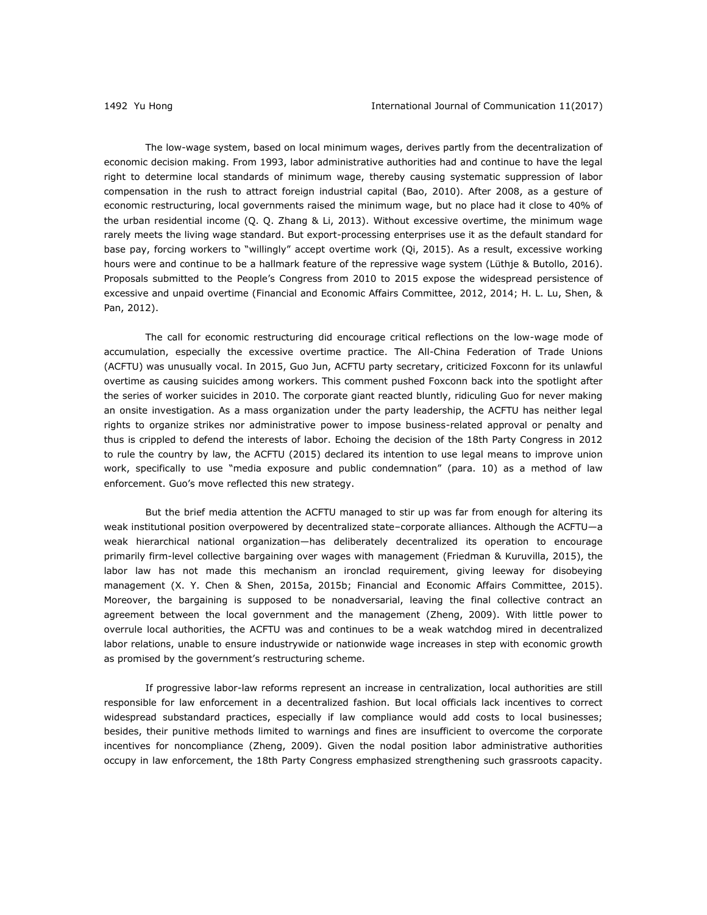The low-wage system, based on local minimum wages, derives partly from the decentralization of economic decision making. From 1993, labor administrative authorities had and continue to have the legal right to determine local standards of minimum wage, thereby causing systematic suppression of labor compensation in the rush to attract foreign industrial capital (Bao, 2010). After 2008, as a gesture of economic restructuring, local governments raised the minimum wage, but no place had it close to 40% of the urban residential income (Q. Q. Zhang & Li, 2013). Without excessive overtime, the minimum wage rarely meets the living wage standard. But export-processing enterprises use it as the default standard for base pay, forcing workers to "willingly" accept overtime work (Qi, 2015). As a result, excessive working hours were and continue to be a hallmark feature of the repressive wage system (Lüthje & Butollo, 2016). Proposals submitted to the People's Congress from 2010 to 2015 expose the widespread persistence of excessive and unpaid overtime (Financial and Economic Affairs Committee, 2012, 2014; H. L. Lu, Shen, & Pan, 2012).

The call for economic restructuring did encourage critical reflections on the low-wage mode of accumulation, especially the excessive overtime practice. The All-China Federation of Trade Unions (ACFTU) was unusually vocal. In 2015, Guo Jun, ACFTU party secretary, criticized Foxconn for its unlawful overtime as causing suicides among workers. This comment pushed Foxconn back into the spotlight after the series of worker suicides in 2010. The corporate giant reacted bluntly, ridiculing Guo for never making an onsite investigation. As a mass organization under the party leadership, the ACFTU has neither legal rights to organize strikes nor administrative power to impose business-related approval or penalty and thus is crippled to defend the interests of labor. Echoing the decision of the 18th Party Congress in 2012 to rule the country by law, the ACFTU (2015) declared its intention to use legal means to improve union work, specifically to use "media exposure and public condemnation" (para. 10) as a method of law enforcement. Guo's move reflected this new strategy.

But the brief media attention the ACFTU managed to stir up was far from enough for altering its weak institutional position overpowered by decentralized state–corporate alliances. Although the ACFTU—a weak hierarchical national organization—has deliberately decentralized its operation to encourage primarily firm-level collective bargaining over wages with management (Friedman & Kuruvilla, 2015), the labor law has not made this mechanism an ironclad requirement, giving leeway for disobeying management (X. Y. Chen & Shen, 2015a, 2015b; Financial and Economic Affairs Committee, 2015). Moreover, the bargaining is supposed to be nonadversarial, leaving the final collective contract an agreement between the local government and the management (Zheng, 2009). With little power to overrule local authorities, the ACFTU was and continues to be a weak watchdog mired in decentralized labor relations, unable to ensure industrywide or nationwide wage increases in step with economic growth as promised by the government's restructuring scheme.

If progressive labor-law reforms represent an increase in centralization, local authorities are still responsible for law enforcement in a decentralized fashion. But local officials lack incentives to correct widespread substandard practices, especially if law compliance would add costs to local businesses; besides, their punitive methods limited to warnings and fines are insufficient to overcome the corporate incentives for noncompliance (Zheng, 2009). Given the nodal position labor administrative authorities occupy in law enforcement, the 18th Party Congress emphasized strengthening such grassroots capacity.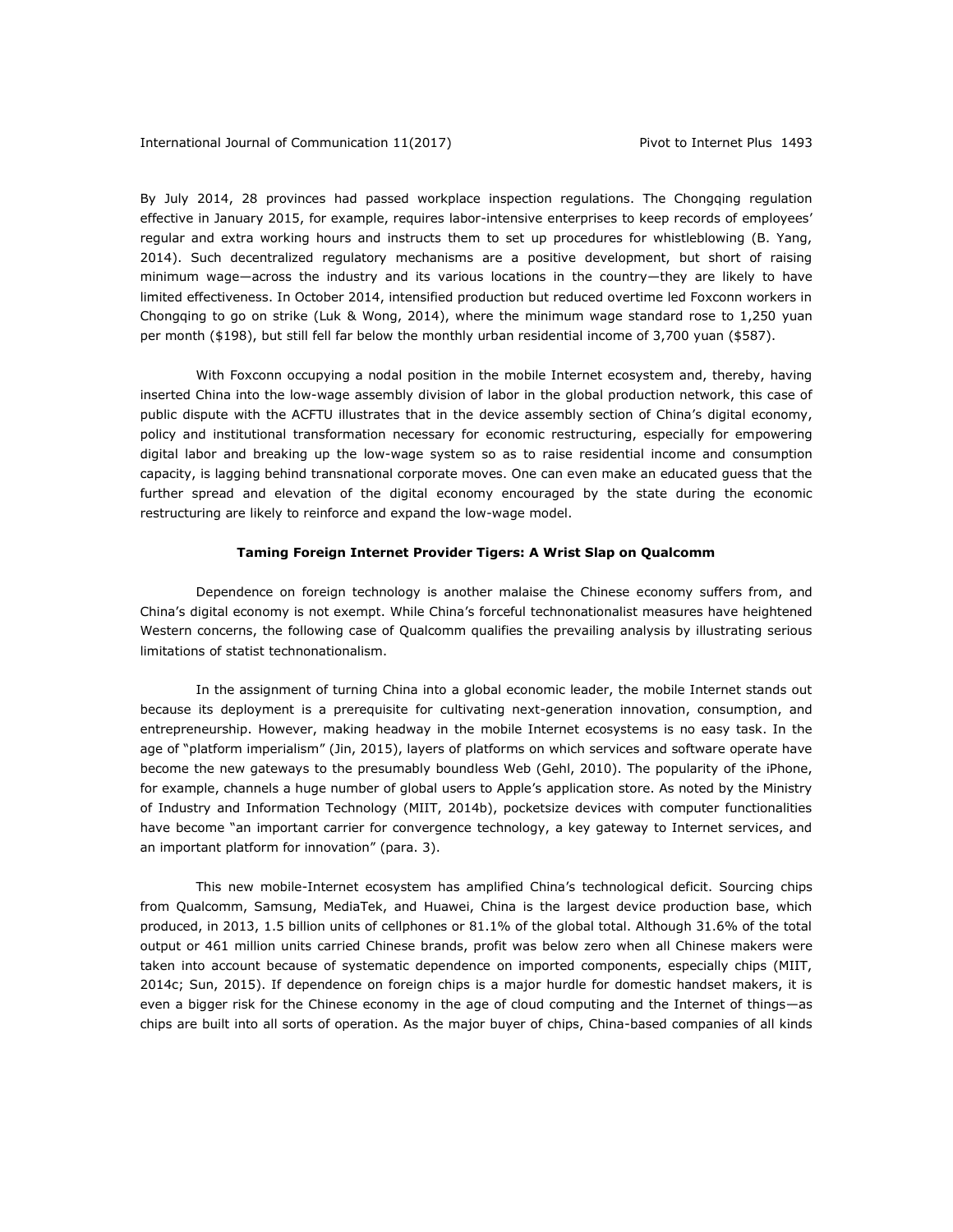By July 2014, 28 provinces had passed workplace inspection regulations. The Chongqing regulation effective in January 2015, for example, requires labor-intensive enterprises to keep records of employees' regular and extra working hours and instructs them to set up procedures for whistleblowing (B. Yang, 2014). Such decentralized regulatory mechanisms are a positive development, but short of raising minimum wage—across the industry and its various locations in the country—they are likely to have limited effectiveness. In October 2014, intensified production but reduced overtime led Foxconn workers in Chongqing to go on strike (Luk & Wong, 2014), where the minimum wage standard rose to 1,250 yuan per month ($198), but still fell far below the monthly urban residential income of 3,700 yuan ($587).

With Foxconn occupying a nodal position in the mobile Internet ecosystem and, thereby, having inserted China into the low-wage assembly division of labor in the global production network, this case of public dispute with the ACFTU illustrates that in the device assembly section of China's digital economy, policy and institutional transformation necessary for economic restructuring, especially for empowering digital labor and breaking up the low-wage system so as to raise residential income and consumption capacity, is lagging behind transnational corporate moves. One can even make an educated guess that the further spread and elevation of the digital economy encouraged by the state during the economic restructuring are likely to reinforce and expand the low-wage model.

### Taming Foreign Internet Provider Tigers: A Wrist Slap on Qualcomm

Dependence on foreign technology is another malaise the Chinese economy suffers from, and China's digital economy is not exempt. While China's forceful technonationalist measures have heightened Western concerns, the following case of Qualcomm qualifies the prevailing analysis by illustrating serious limitations of statist technonationalism.

In the assignment of turning China into a global economic leader, the mobile Internet stands out because its deployment is a prerequisite for cultivating next-generation innovation, consumption, and entrepreneurship. However, making headway in the mobile Internet ecosystems is no easy task. In the age of "platform imperialism" (Jin, 2015), layers of platforms on which services and software operate have become the new gateways to the presumably boundless Web (Gehl, 2010). The popularity of the iPhone, for example, channels a huge number of global users to Apple's application store. As noted by the Ministry of Industry and Information Technology (MIIT, 2014b), pocketsize devices with computer functionalities have become "an important carrier for convergence technology, a key gateway to Internet services, and an important platform for innovation" (para. 3).

This new mobile-Internet ecosystem has amplified China's technological deficit. Sourcing chips from Qualcomm, Samsung, MediaTek, and Huawei, China is the largest device production base, which produced, in 2013, 1.5 billion units of cellphones or 81.1% of the global total. Although 31.6% of the total output or 461 million units carried Chinese brands, profit was below zero when all Chinese makers were taken into account because of systematic dependence on imported components, especially chips (MIIT, 2014c; Sun, 2015). If dependence on foreign chips is a major hurdle for domestic handset makers, it is even a bigger risk for the Chinese economy in the age of cloud computing and the Internet of things—as chips are built into all sorts of operation. As the major buyer of chips, China-based companies of all kinds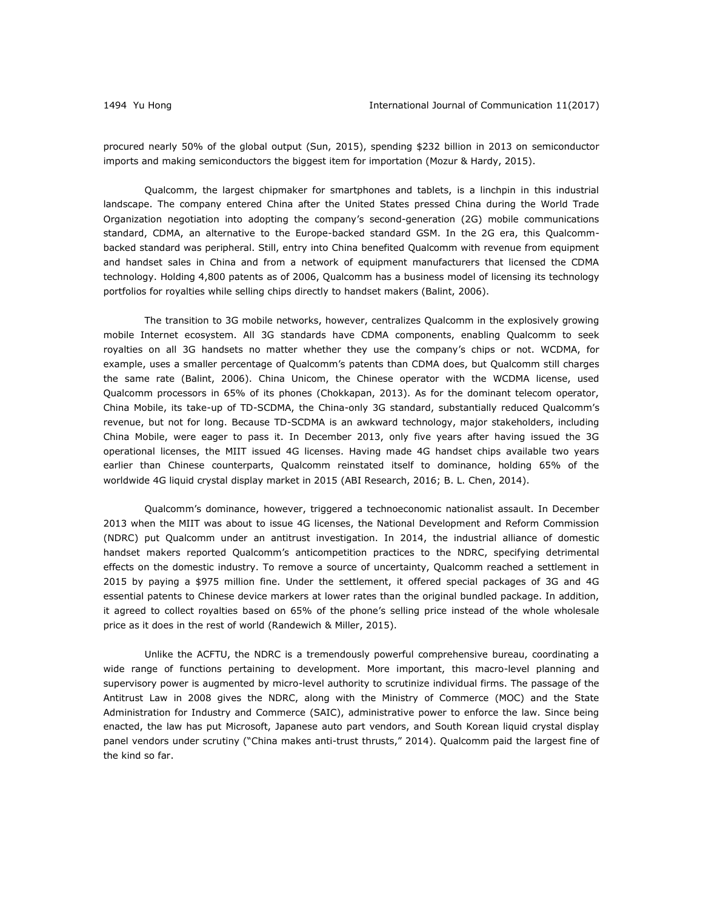procured nearly 50% of the global output (Sun, 2015), spending $232 billion in 2013 on semiconductor imports and making semiconductors the biggest item for importation (Mozur & Hardy, 2015).

Qualcomm, the largest chipmaker for smartphones and tablets, is a linchpin in this industrial landscape. The company entered China after the United States pressed China during the World Trade Organization negotiation into adopting the company's second-generation (2G) mobile communications standard, CDMA, an alternative to the Europe-backed standard GSM. In the 2G era, this Qualcomm-backed standard was peripheral. Still, entry into China benefited Qualcomm with revenue from equipment and handset sales in China and from a network of equipment manufacturers that licensed the CDMA technology. Holding 4,800 patents as of 2006, Qualcomm has a business model of licensing its technology portfolios for royalties while selling chips directly to handset makers (Balint, 2006).

The transition to 3G mobile networks, however, centralizes Qualcomm in the explosively growing mobile Internet ecosystem. All 3G standards have CDMA components, enabling Qualcomm to seek royalties on all 3G handsets no matter whether they use the company's chips or not. WCDMA, for example, uses a smaller percentage of Qualcomm's patents than CDMA does, but Qualcomm still charges the same rate (Balint, 2006). China Unicom, the Chinese operator with the WCDMA license, used Qualcomm processors in 65% of its phones (Chokkapan, 2013). As for the dominant telecom operator, China Mobile, its take-up of TD-SCDMA, the China-only 3G standard, substantially reduced Qualcomm's revenue, but not for long. Because TD-SCDMA is an awkward technology, major stakeholders, including China Mobile, were eager to pass it. In December 2013, only five years after having issued the 3G operational licenses, the MIIT issued 4G licenses. Having made 4G handset chips available two years earlier than Chinese counterparts, Qualcomm reinstated itself to dominance, holding 65% of the worldwide 4G liquid crystal display market in 2015 (ABI Research, 2016; B. L. Chen, 2014).

Qualcomm's dominance, however, triggered a technoeconomic nationalist assault. In December 2013 when the MIIT was about to issue 4G licenses, the National Development and Reform Commission (NDRC) put Qualcomm under an antitrust investigation. In 2014, the industrial alliance of domestic handset makers reported Qualcomm's anticompetition practices to the NDRC, specifying detrimental effects on the domestic industry. To remove a source of uncertainty, Qualcomm reached a settlement in 2015 by paying a $975 million fine. Under the settlement, it offered special packages of 3G and 4G essential patents to Chinese device markers at lower rates than the original bundled package. In addition, it agreed to collect royalties based on 65% of the phone's selling price instead of the whole wholesale price as it does in the rest of world (Randewich & Miller, 2015).

Unlike the ACFTU, the NDRC is a tremendously powerful comprehensive bureau, coordinating a wide range of functions pertaining to development. More important, this macro-level planning and supervisory power is augmented by micro-level authority to scrutinize individual firms. The passage of the Antitrust Law in 2008 gives the NDRC, along with the Ministry of Commerce (MOC) and the State Administration for Industry and Commerce (SAIC), administrative power to enforce the law. Since being enacted, the law has put Microsoft, Japanese auto part vendors, and South Korean liquid crystal display panel vendors under scrutiny ("China makes anti-trust thrusts," 2014). Qualcomm paid the largest fine of the kind so far.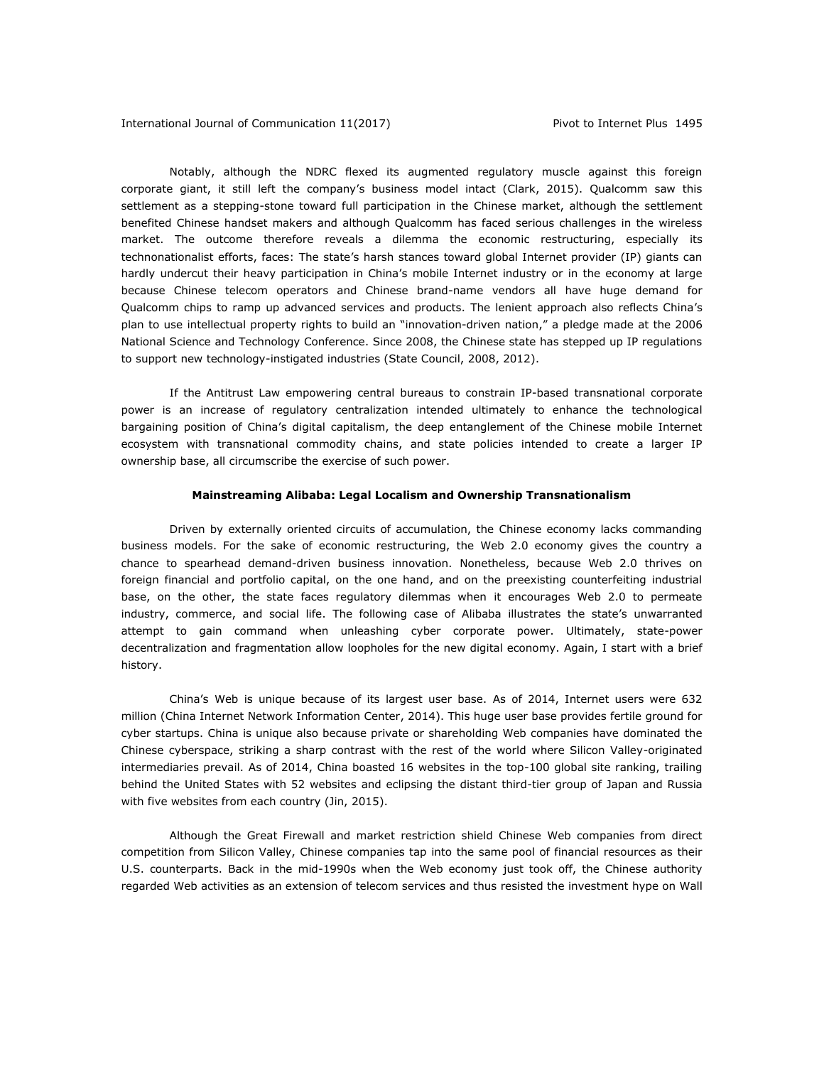Notably, although the NDRC flexed its augmented regulatory muscle against this foreign corporate giant, it still left the company's business model intact (Clark, 2015). Qualcomm saw this settlement as a stepping-stone toward full participation in the Chinese market, although the settlement benefited Chinese handset makers and although Qualcomm has faced serious challenges in the wireless market. The outcome therefore reveals a dilemma the economic restructuring, especially its technonationalist efforts, faces: The state's harsh stances toward global Internet provider (IP) giants can hardly undercut their heavy participation in China's mobile Internet industry or in the economy at large because Chinese telecom operators and Chinese brand-name vendors all have huge demand for Qualcomm chips to ramp up advanced services and products. The lenient approach also reflects China's plan to use intellectual property rights to build an "innovation-driven nation," a pledge made at the 2006 National Science and Technology Conference. Since 2008, the Chinese state has stepped up IP regulations to support new technology-instigated industries (State Council, 2008, 2012).

If the Antitrust Law empowering central bureaus to constrain IP-based transnational corporate power is an increase of regulatory centralization intended ultimately to enhance the technological bargaining position of China's digital capitalism, the deep entanglement of the Chinese mobile Internet ecosystem with transnational commodity chains, and state policies intended to create a larger IP ownership base, all circumscribe the exercise of such power.

## Mainstreaming Alibaba: Legal Localism and Ownership Transnationalism

Driven by externally oriented circuits of accumulation, the Chinese economy lacks commanding business models. For the sake of economic restructuring, the Web 2.0 economy gives the country a chance to spearhead demand-driven business innovation. Nonetheless, because Web 2.0 thrives on foreign financial and portfolio capital, on the one hand, and on the preexisting counterfeiting industrial base, on the other, the state faces regulatory dilemmas when it encourages Web 2.0 to permeate industry, commerce, and social life. The following case of Alibaba illustrates the state's unwarranted attempt to gain command when unleashing cyber corporate power. Ultimately, state-power decentralization and fragmentation allow loopholes for the new digital economy. Again, I start with a brief history.

China's Web is unique because of its largest user base. As of 2014, Internet users were 632 million (China Internet Network Information Center, 2014). This huge user base provides fertile ground for cyber startups. China is unique also because private or shareholding Web companies have dominated the Chinese cyberspace, striking a sharp contrast with the rest of the world where Silicon Valley-originated intermediaries prevail. As of 2014, China boasted 16 websites in the top-100 global site ranking, trailing behind the United States with 52 websites and eclipsing the distant third-tier group of Japan and Russia with five websites from each country (Jin, 2015).

Although the Great Firewall and market restriction shield Chinese Web companies from direct competition from Silicon Valley, Chinese companies tap into the same pool of financial resources as their U.S. counterparts. Back in the mid-1990s when the Web economy just took off, the Chinese authority regarded Web activities as an extension of telecom services and thus resisted the investment hype on Wall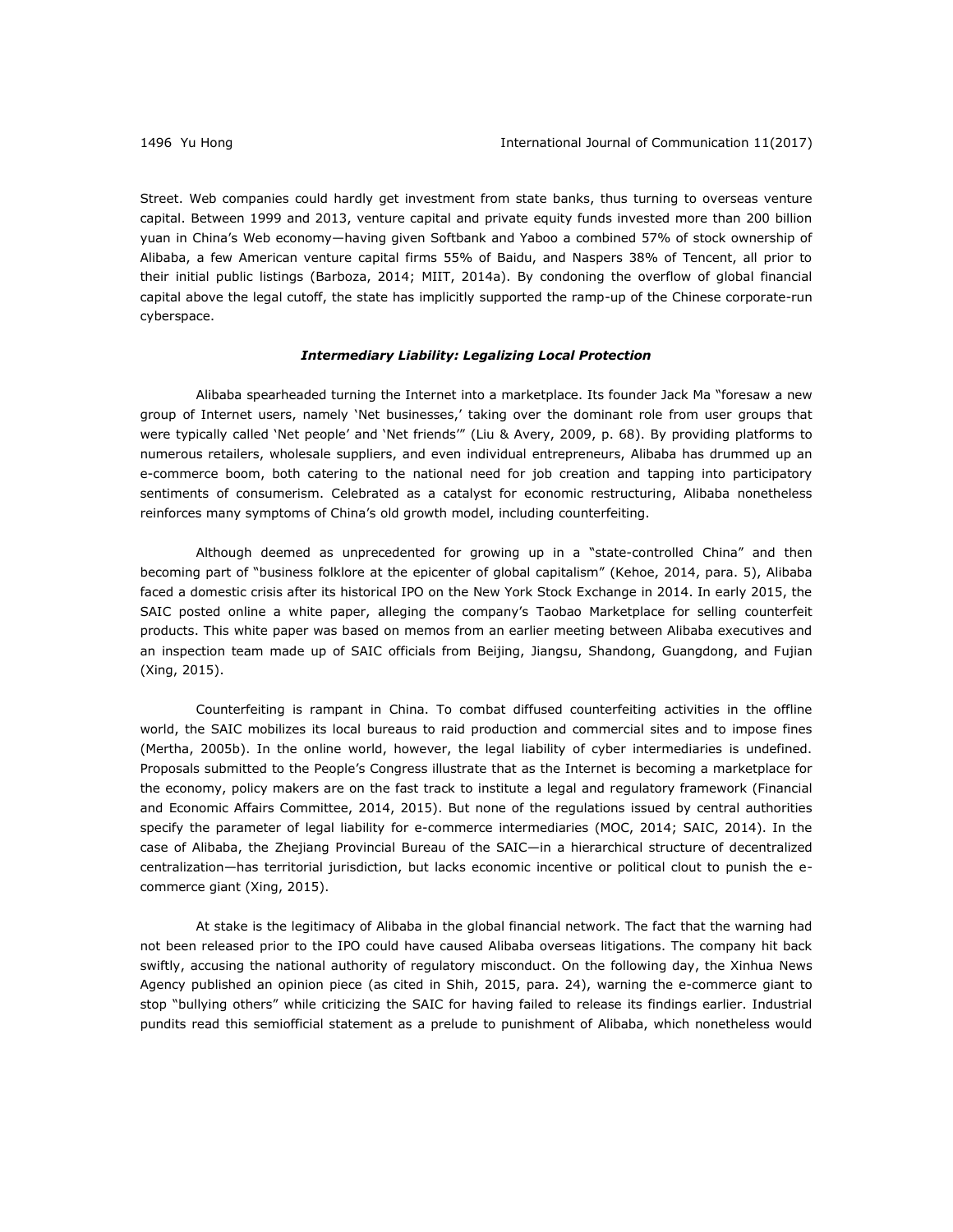Street. Web companies could hardly get investment from state banks, thus turning to overseas venture capital. Between 1999 and 2013, venture capital and private equity funds invested more than 200 billion yuan in China's Web economy—having given Softbank and Yaboo a combined 57% of stock ownership of Alibaba, a few American venture capital firms 55% of Baidu, and Naspers 38% of Tencent, all prior to their initial public listings (Barboza, 2014; MIIT, 2014a). By condoning the overflow of global financial capital above the legal cutoff, the state has implicitly supported the ramp-up of the Chinese corporate-run cyberspace.

### *Intermediary Liability: Legalizing Local Protection*

Alibaba spearheaded turning the Internet into a marketplace. Its founder Jack Ma "foresaw a new group of Internet users, namely 'Net businesses,' taking over the dominant role from user groups that were typically called 'Net people' and 'Net friends'" (Liu & Avery, 2009, p. 68). By providing platforms to numerous retailers, wholesale suppliers, and even individual entrepreneurs, Alibaba has drummed up an e-commerce boom, both catering to the national need for job creation and tapping into participatory sentiments of consumerism. Celebrated as a catalyst for economic restructuring, Alibaba nonetheless reinforces many symptoms of China's old growth model, including counterfeiting.

Although deemed as unprecedented for growing up in a "state-controlled China" and then becoming part of "business folklore at the epicenter of global capitalism" (Kehoe, 2014, para. 5), Alibaba faced a domestic crisis after its historical IPO on the New York Stock Exchange in 2014. In early 2015, the SAIC posted online a white paper, alleging the company's Taobao Marketplace for selling counterfeit products. This white paper was based on memos from an earlier meeting between Alibaba executives and an inspection team made up of SAIC officials from Beijing, Jiangsu, Shandong, Guangdong, and Fujian (Xing, 2015).

Counterfeiting is rampant in China. To combat diffused counterfeiting activities in the offline world, the SAIC mobilizes its local bureaus to raid production and commercial sites and to impose fines (Mertha, 2005b). In the online world, however, the legal liability of cyber intermediaries is undefined. Proposals submitted to the People's Congress illustrate that as the Internet is becoming a marketplace for the economy, policy makers are on the fast track to institute a legal and regulatory framework (Financial and Economic Affairs Committee, 2014, 2015). But none of the regulations issued by central authorities specify the parameter of legal liability for e-commerce intermediaries (MOC, 2014; SAIC, 2014). In the case of Alibaba, the Zhejiang Provincial Bureau of the SAIC—in a hierarchical structure of decentralized centralization—has territorial jurisdiction, but lacks economic incentive or political clout to punish the e-commerce giant (Xing, 2015).

At stake is the legitimacy of Alibaba in the global financial network. The fact that the warning had not been released prior to the IPO could have caused Alibaba overseas litigations. The company hit back swiftly, accusing the national authority of regulatory misconduct. On the following day, the Xinhua News Agency published an opinion piece (as cited in Shih, 2015, para. 24), warning the e-commerce giant to stop "bullying others" while criticizing the SAIC for having failed to release its findings earlier. Industrial pundits read this semiofficial statement as a prelude to punishment of Alibaba, which nonetheless would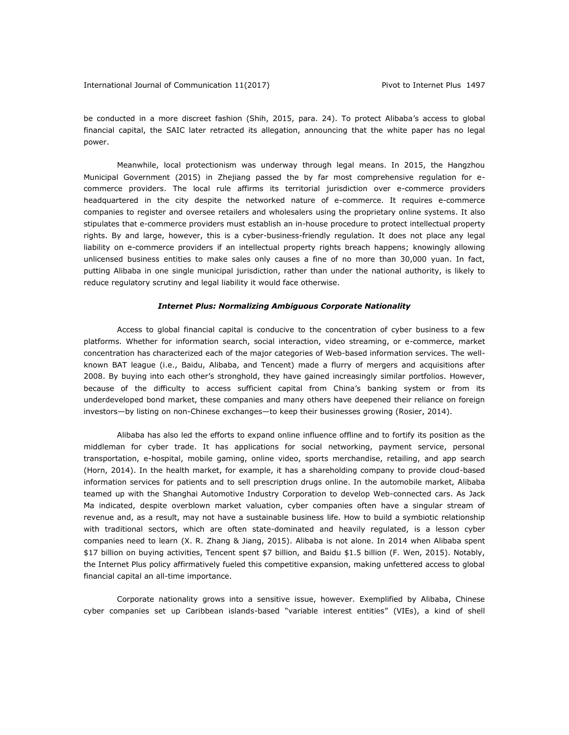be conducted in a more discreet fashion (Shih, 2015, para. 24). To protect Alibaba's access to global financial capital, the SAIC later retracted its allegation, announcing that the white paper has no legal power.

Meanwhile, local protectionism was underway through legal means. In 2015, the Hangzhou Municipal Government (2015) in Zhejiang passed the by far most comprehensive regulation for e-commerce providers. The local rule affirms its territorial jurisdiction over e-commerce providers headquartered in the city despite the networked nature of e-commerce. It requires e-commerce companies to register and oversee retailers and wholesalers using the proprietary online systems. It also stipulates that e-commerce providers must establish an in-house procedure to protect intellectual property rights. By and large, however, this is a cyber-business-friendly regulation. It does not place any legal liability on e-commerce providers if an intellectual property rights breach happens; knowingly allowing unlicensed business entities to make sales only causes a fine of no more than 30,000 yuan. In fact, putting Alibaba in one single municipal jurisdiction, rather than under the national authority, is likely to reduce regulatory scrutiny and legal liability it would face otherwise.

### ***Internet Plus: Normalizing Ambiguous Corporate Nationality***

Access to global financial capital is conducive to the concentration of cyber business to a few platforms. Whether for information search, social interaction, video streaming, or e-commerce, market concentration has characterized each of the major categories of Web-based information services. The well-known BAT league (i.e., Baidu, Alibaba, and Tencent) made a flurry of mergers and acquisitions after 2008. By buying into each other's stronghold, they have gained increasingly similar portfolios. However, because of the difficulty to access sufficient capital from China's banking system or from its underdeveloped bond market, these companies and many others have deepened their reliance on foreign investors—by listing on non-Chinese exchanges—to keep their businesses growing (Rosier, 2014).

Alibaba has also led the efforts to expand online influence offline and to fortify its position as the middleman for cyber trade. It has applications for social networking, payment service, personal transportation, e-hospital, mobile gaming, online video, sports merchandise, retailing, and app search (Horn, 2014). In the health market, for example, it has a shareholding company to provide cloud-based information services for patients and to sell prescription drugs online. In the automobile market, Alibaba teamed up with the Shanghai Automotive Industry Corporation to develop Web-connected cars. As Jack Ma indicated, despite overblown market valuation, cyber companies often have a singular stream of revenue and, as a result, may not have a sustainable business life. How to build a symbiotic relationship with traditional sectors, which are often state-dominated and heavily regulated, is a lesson cyber companies need to learn (X. R. Zhang & Jiang, 2015). Alibaba is not alone. In 2014 when Alibaba spent $17 billion on buying activities, Tencent spent $7 billion, and Baidu $1.5 billion (F. Wen, 2015). Notably, the Internet Plus policy affirmatively fueled this competitive expansion, making unfettered access to global financial capital an all-time importance.

Corporate nationality grows into a sensitive issue, however. Exemplified by Alibaba, Chinese cyber companies set up Caribbean islands-based "variable interest entities" (VIEs), a kind of shell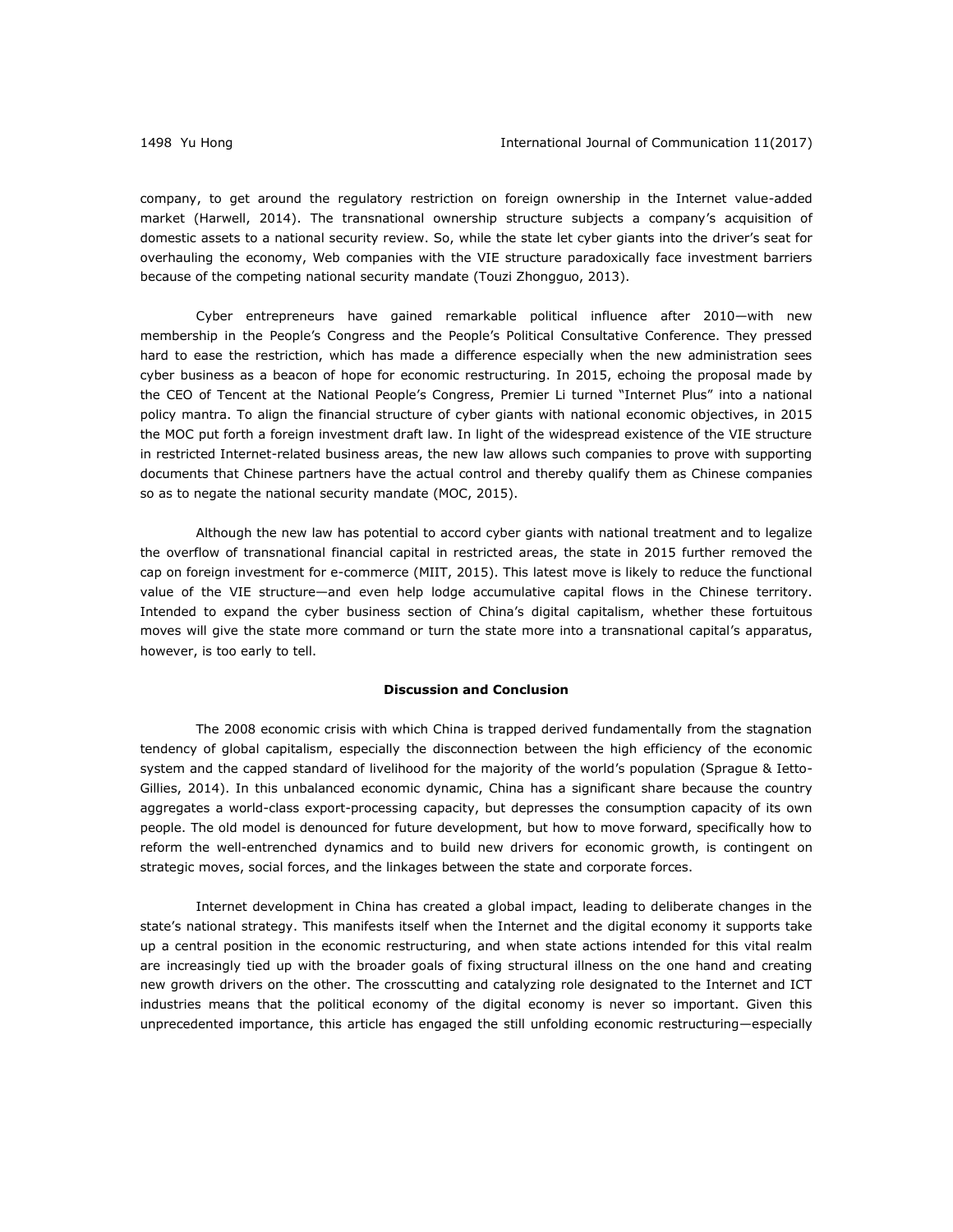company, to get around the regulatory restriction on foreign ownership in the Internet value-added market (Harwell, 2014). The transnational ownership structure subjects a company's acquisition of domestic assets to a national security review. So, while the state let cyber giants into the driver's seat for overhauling the economy, Web companies with the VIE structure paradoxically face investment barriers because of the competing national security mandate (Touzi Zhongguo, 2013).

Cyber entrepreneurs have gained remarkable political influence after 2010—with new membership in the People's Congress and the People's Political Consultative Conference. They pressed hard to ease the restriction, which has made a difference especially when the new administration sees cyber business as a beacon of hope for economic restructuring. In 2015, echoing the proposal made by the CEO of Tencent at the National People's Congress, Premier Li turned "Internet Plus" into a national policy mantra. To align the financial structure of cyber giants with national economic objectives, in 2015 the MOC put forth a foreign investment draft law. In light of the widespread existence of the VIE structure in restricted Internet-related business areas, the new law allows such companies to prove with supporting documents that Chinese partners have the actual control and thereby qualify them as Chinese companies so as to negate the national security mandate (MOC, 2015).

Although the new law has potential to accord cyber giants with national treatment and to legalize the overflow of transnational financial capital in restricted areas, the state in 2015 further removed the cap on foreign investment for e-commerce (MIIT, 2015). This latest move is likely to reduce the functional value of the VIE structure—and even help lodge accumulative capital flows in the Chinese territory. Intended to expand the cyber business section of China's digital capitalism, whether these fortuitous moves will give the state more command or turn the state more into a transnational capital's apparatus, however, is too early to tell.

## Discussion and Conclusion

The 2008 economic crisis with which China is trapped derived fundamentally from the stagnation tendency of global capitalism, especially the disconnection between the high efficiency of the economic system and the capped standard of livelihood for the majority of the world's population (Sprague & Ietto-Gillies, 2014). In this unbalanced economic dynamic, China has a significant share because the country aggregates a world-class export-processing capacity, but depresses the consumption capacity of its own people. The old model is denounced for future development, but how to move forward, specifically how to reform the well-entrenched dynamics and to build new drivers for economic growth, is contingent on strategic moves, social forces, and the linkages between the state and corporate forces.

Internet development in China has created a global impact, leading to deliberate changes in the state's national strategy. This manifests itself when the Internet and the digital economy it supports take up a central position in the economic restructuring, and when state actions intended for this vital realm are increasingly tied up with the broader goals of fixing structural illness on the one hand and creating new growth drivers on the other. The crosscutting and catalyzing role designated to the Internet and ICT industries means that the political economy of the digital economy is never so important. Given this unprecedented importance, this article has engaged the still unfolding economic restructuring—especially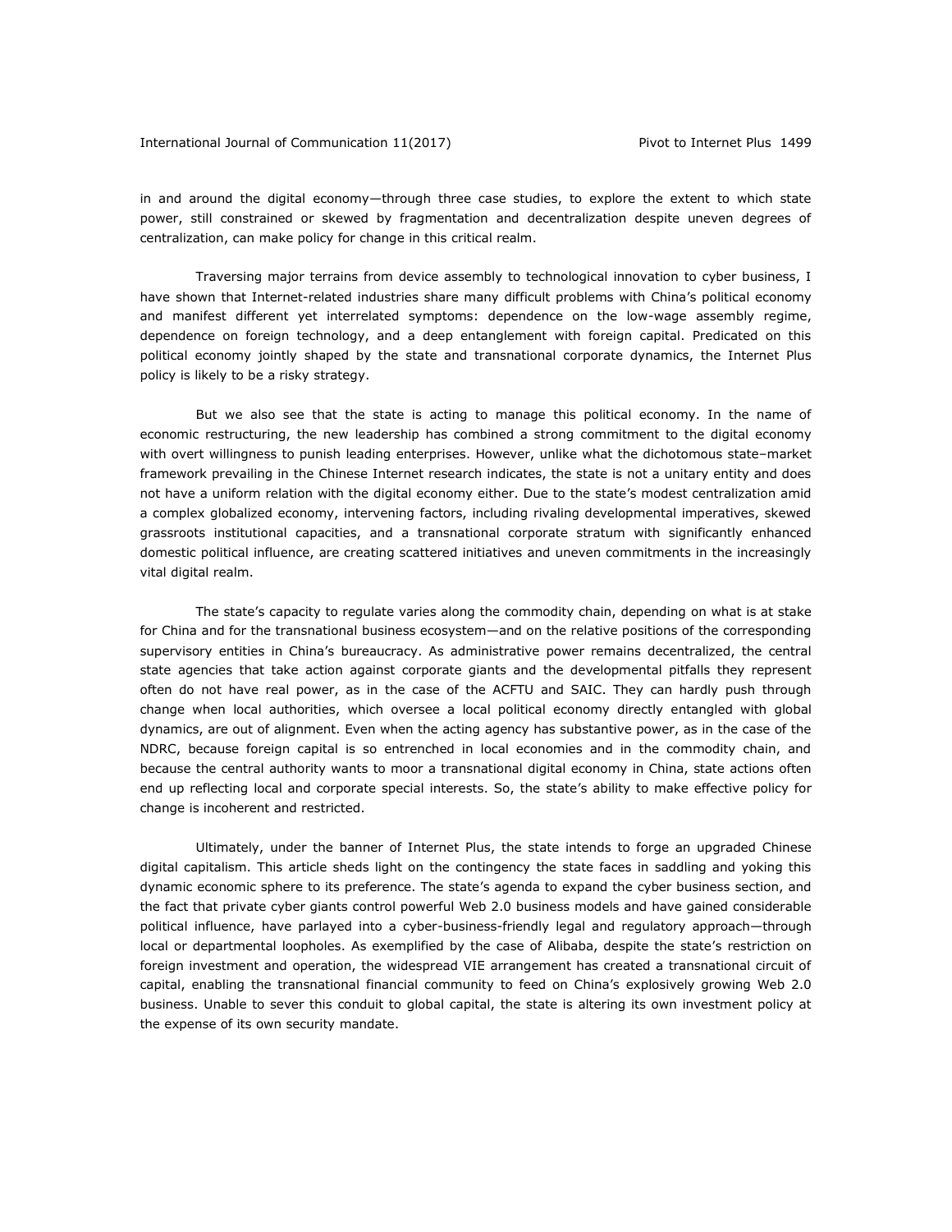in and around the digital economy—through three case studies, to explore the extent to which state power, still constrained or skewed by fragmentation and decentralization despite uneven degrees of centralization, can make policy for change in this critical realm.

Traversing major terrains from device assembly to technological innovation to cyber business, I have shown that Internet-related industries share many difficult problems with China's political economy and manifest different yet interrelated symptoms: dependence on the low-wage assembly regime, dependence on foreign technology, and a deep entanglement with foreign capital. Predicated on this political economy jointly shaped by the state and transnational corporate dynamics, the Internet Plus policy is likely to be a risky strategy.

But we also see that the state is acting to manage this political economy. In the name of economic restructuring, the new leadership has combined a strong commitment to the digital economy with overt willingness to punish leading enterprises. However, unlike what the dichotomous state–market framework prevailing in the Chinese Internet research indicates, the state is not a unitary entity and does not have a uniform relation with the digital economy either. Due to the state's modest centralization amid a complex globalized economy, intervening factors, including rivaling developmental imperatives, skewed grassroots institutional capacities, and a transnational corporate stratum with significantly enhanced domestic political influence, are creating scattered initiatives and uneven commitments in the increasingly vital digital realm.

The state's capacity to regulate varies along the commodity chain, depending on what is at stake for China and for the transnational business ecosystem—and on the relative positions of the corresponding supervisory entities in China's bureaucracy. As administrative power remains decentralized, the central state agencies that take action against corporate giants and the developmental pitfalls they represent often do not have real power, as in the case of the ACFTU and SAIC. They can hardly push through change when local authorities, which oversee a local political economy directly entangled with global dynamics, are out of alignment. Even when the acting agency has substantive power, as in the case of the NDRC, because foreign capital is so entrenched in local economies and in the commodity chain, and because the central authority wants to moor a transnational digital economy in China, state actions often end up reflecting local and corporate special interests. So, the state's ability to make effective policy for change is incoherent and restricted.

Ultimately, under the banner of Internet Plus, the state intends to forge an upgraded Chinese digital capitalism. This article sheds light on the contingency the state faces in saddling and yoking this dynamic economic sphere to its preference. The state's agenda to expand the cyber business section, and the fact that private cyber giants control powerful Web 2.0 business models and have gained considerable political influence, have parlayed into a cyber-business-friendly legal and regulatory approach—through local or departmental loopholes. As exemplified by the case of Alibaba, despite the state's restriction on foreign investment and operation, the widespread VIE arrangement has created a transnational circuit of capital, enabling the transnational financial community to feed on China's explosively growing Web 2.0 business. Unable to sever this conduit to global capital, the state is altering its own investment policy at the expense of its own security mandate.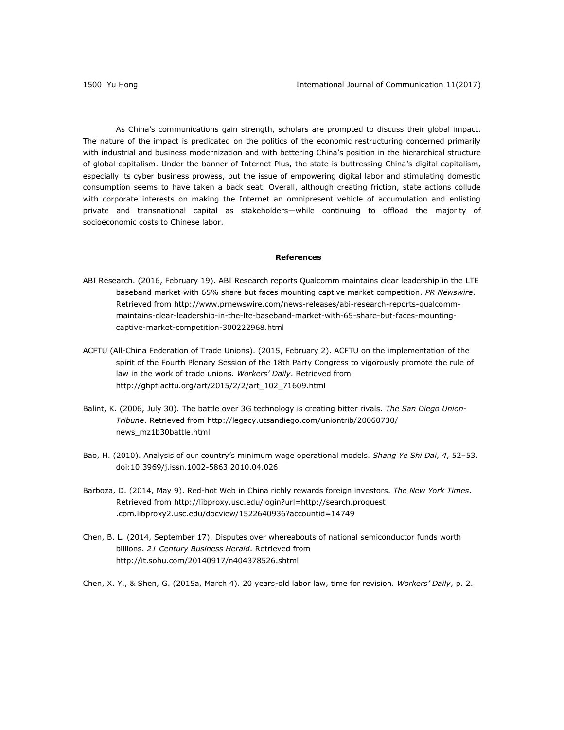As China's communications gain strength, scholars are prompted to discuss their global impact. The nature of the impact is predicated on the politics of the economic restructuring concerned primarily with industrial and business modernization and with bettering China's position in the hierarchical structure of global capitalism. Under the banner of Internet Plus, the state is buttressing China's digital capitalism, especially its cyber business prowess, but the issue of empowering digital labor and stimulating domestic consumption seems to have taken a back seat. Overall, although creating friction, state actions collude with corporate interests on making the Internet an omnipresent vehicle of accumulation and enlisting private and transnational capital as stakeholders—while continuing to offload the majority of socioeconomic costs to Chinese labor.

## References

ABI Research. (2016, February 19). ABI Research reports Qualcomm maintains clear leadership in the LTE baseband market with 65% share but faces mounting captive market competition. *PR Newswire*. Retrieved from http://www.prnewswire.com/news-releases/abi-research-reports-qualcomm-maintains-clear-leadership-in-the-lte-baseband-market-with-65-share-but-faces-mounting-captive-market-competition-300222968.html

ACFTU (All-China Federation of Trade Unions). (2015, February 2). ACFTU on the implementation of the spirit of the Fourth Plenary Session of the 18th Party Congress to vigorously promote the rule of law in the work of trade unions. *Workers' Daily*. Retrieved from http://ghpf.acftu.org/art/2015/2/2/art_102_71609.html

Balint, K. (2006, July 30). The battle over 3G technology is creating bitter rivals. *The San Diego Union-Tribune*. Retrieved from http://legacy.utsandiego.com/uniontrib/20060730/news_mz1b30battle.html

Bao, H. (2010). Analysis of our country's minimum wage operational models. *Shang Ye Shi Dai*, *4*, 52–53. doi:10.3969/j.issn.1002-5863.2010.04.026

Barboza, D. (2014, May 9). Red-hot Web in China richly rewards foreign investors. *The New York Times*. Retrieved from http://libproxy.usc.edu/login?url=http://search.proquest.com.libproxy2.usc.edu/docview/1522640936?accountid=14749

Chen, B. L. (2014, September 17). Disputes over whereabouts of national semiconductor funds worth billions. *21 Century Business Herald*. Retrieved from http://it.sohu.com/20140917/n404378526.shtml

Chen, X. Y., & Shen, G. (2015a, March 4). 20 years-old labor law, time for revision. *Workers' Daily*, p. 2.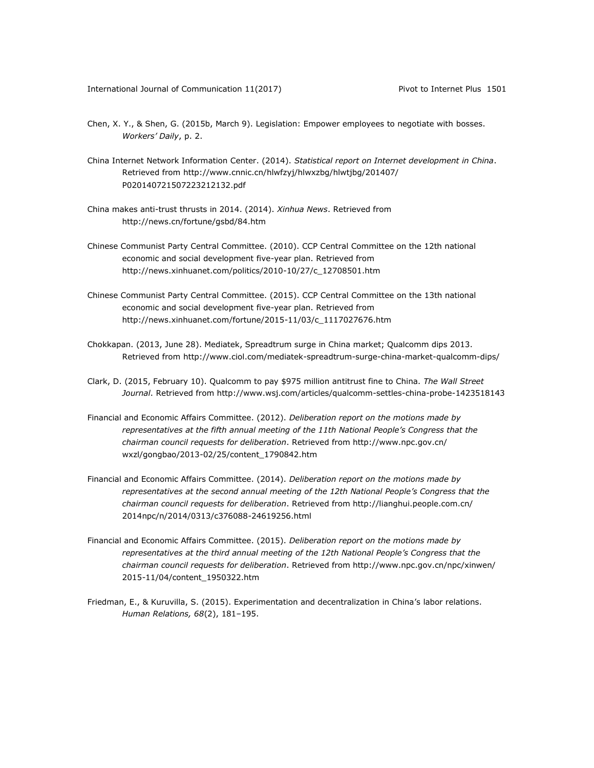Chen, X. Y., & Shen, G. (2015b, March 9). Legislation: Empower employees to negotiate with bosses. *Workers' Daily*, p. 2.

China Internet Network Information Center. (2014). *Statistical report on Internet development in China*. Retrieved from http://www.cnnic.cn/hlwfzyj/hlwxzbg/hlwtjbg/201407/P020140721507223212132.pdf

China makes anti-trust thrusts in 2014. (2014). *Xinhua News*. Retrieved from http://news.cn/fortune/gsbd/84.htm

Chinese Communist Party Central Committee. (2010). CCP Central Committee on the 12th national economic and social development five-year plan. Retrieved from http://news.xinhuanet.com/politics/2010-10/27/c_12708501.htm

Chinese Communist Party Central Committee. (2015). CCP Central Committee on the 13th national economic and social development five-year plan. Retrieved from http://news.xinhuanet.com/fortune/2015-11/03/c_1117027676.htm

Chokkapan. (2013, June 28). Mediatek, Spreadtrum surge in China market; Qualcomm dips 2013. Retrieved from http://www.ciol.com/mediatek-spreadtrum-surge-china-market-qualcomm-dips/

Clark, D. (2015, February 10). Qualcomm to pay $975 million antitrust fine to China. *The Wall Street Journal*. Retrieved from http://www.wsj.com/articles/qualcomm-settles-china-probe-1423518143

Financial and Economic Affairs Committee. (2012). *Deliberation report on the motions made by representatives at the fifth annual meeting of the 11th National People's Congress that the chairman council requests for deliberation*. Retrieved from http://www.npc.gov.cn/wxzl/gongbao/2013-02/25/content_1790842.htm

Financial and Economic Affairs Committee. (2014). *Deliberation report on the motions made by representatives at the second annual meeting of the 12th National People's Congress that the chairman council requests for deliberation*. Retrieved from http://lianghui.people.com.cn/2014npc/n/2014/0313/c376088-24619256.html

Financial and Economic Affairs Committee. (2015). *Deliberation report on the motions made by representatives at the third annual meeting of the 12th National People's Congress that the chairman council requests for deliberation*. Retrieved from http://www.npc.gov.cn/npc/xinwen/2015-11/04/content_1950322.htm

Friedman, E., & Kuruvilla, S. (2015). Experimentation and decentralization in China's labor relations. *Human Relations, 68*(2), 181–195.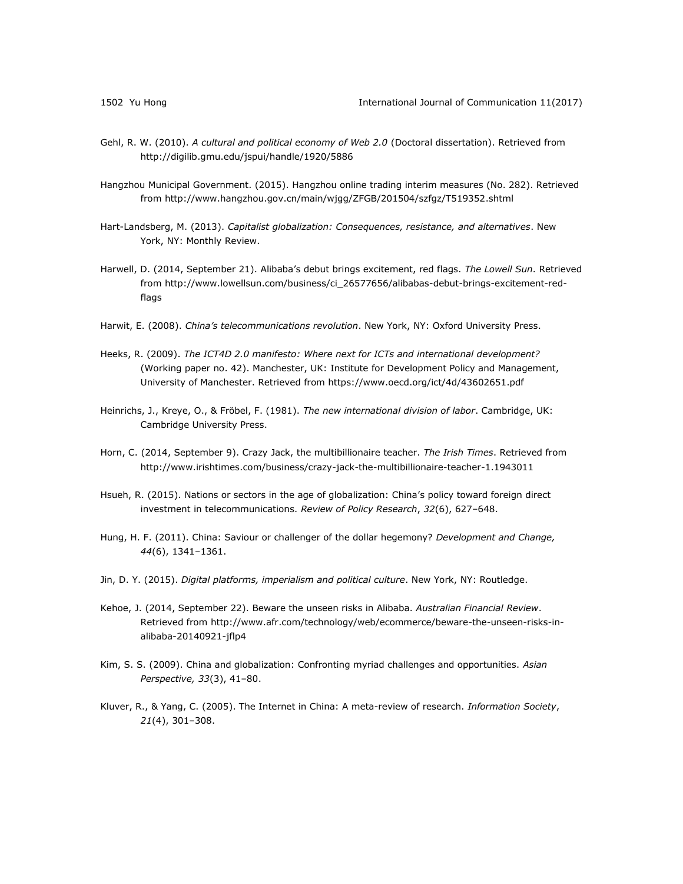Gehl, R. W. (2010). *A cultural and political economy of Web 2.0* (Doctoral dissertation). Retrieved from http://digilib.gmu.edu/jspui/handle/1920/5886

Hangzhou Municipal Government. (2015). Hangzhou online trading interim measures (No. 282). Retrieved from http://www.hangzhou.gov.cn/main/wjgg/ZFGB/201504/szfgz/T519352.shtml

Hart-Landsberg, M. (2013). *Capitalist globalization: Consequences, resistance, and alternatives*. New York, NY: Monthly Review.

Harwell, D. (2014, September 21). Alibaba's debut brings excitement, red flags. *The Lowell Sun*. Retrieved from http://www.lowellsun.com/business/ci_26577656/alibabas-debut-brings-excitement-red-flags

Harwit, E. (2008). *China's telecommunications revolution*. New York, NY: Oxford University Press.

Heeks, R. (2009). *The ICT4D 2.0 manifesto: Where next for ICTs and international development?* (Working paper no. 42). Manchester, UK: Institute for Development Policy and Management, University of Manchester. Retrieved from https://www.oecd.org/ict/4d/43602651.pdf

Heinrichs, J., Kreye, O., & Fröbel, F. (1981). *The new international division of labor*. Cambridge, UK: Cambridge University Press.

Horn, C. (2014, September 9). Crazy Jack, the multibillionaire teacher. *The Irish Times*. Retrieved from http://www.irishtimes.com/business/crazy-jack-the-multibillionaire-teacher-1.1943011

Hsueh, R. (2015). Nations or sectors in the age of globalization: China's policy toward foreign direct investment in telecommunications. *Review of Policy Research*, *32*(6), 627–648.

Hung, H. F. (2011). China: Saviour or challenger of the dollar hegemony? *Development and Change, 44*(6), 1341–1361.

Jin, D. Y. (2015). *Digital platforms, imperialism and political culture*. New York, NY: Routledge.

Kehoe, J. (2014, September 22). Beware the unseen risks in Alibaba. *Australian Financial Review*. Retrieved from http://www.afr.com/technology/web/ecommerce/beware-the-unseen-risks-in-alibaba-20140921-jflp4

Kim, S. S. (2009). China and globalization: Confronting myriad challenges and opportunities. *Asian Perspective, 33*(3), 41–80.

Kluver, R., & Yang, C. (2005). The Internet in China: A meta-review of research. *Information Society*, *21*(4), 301–308.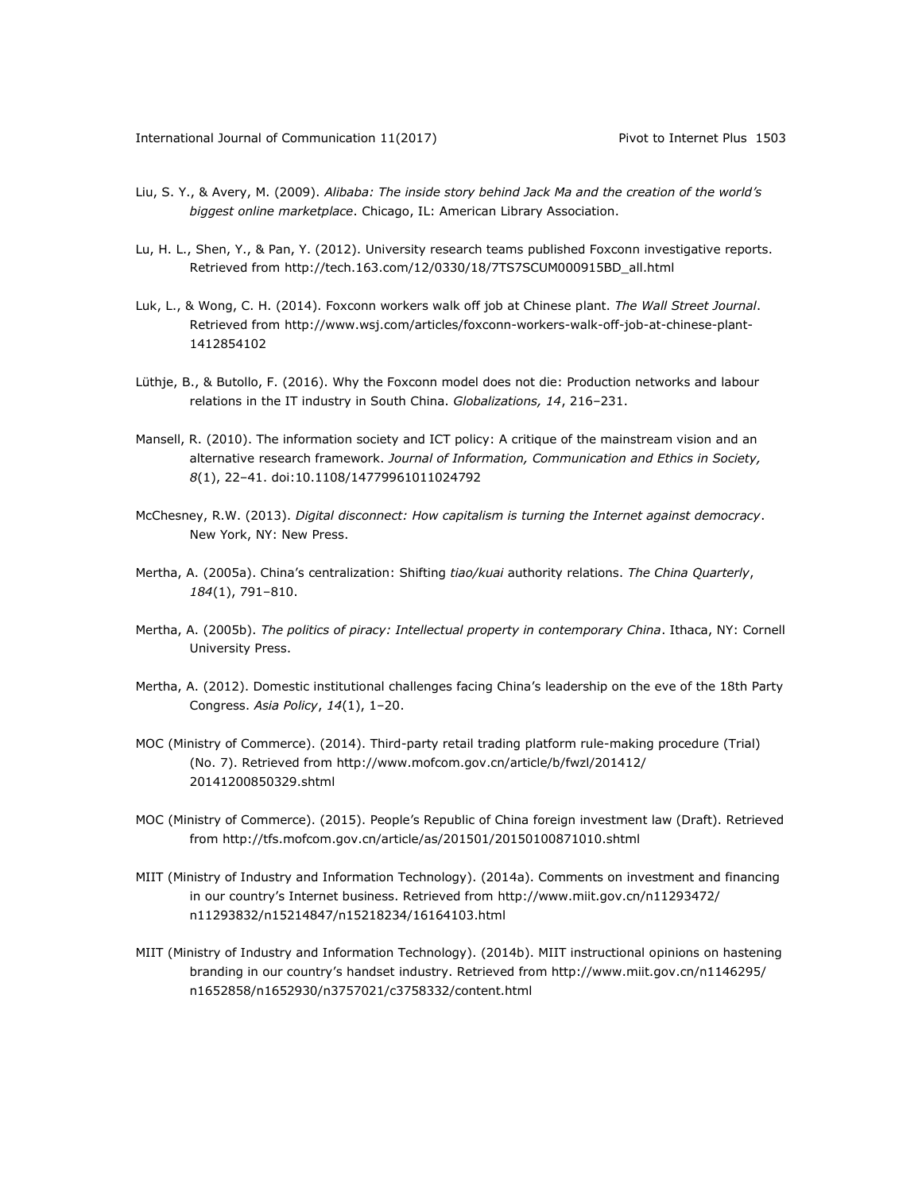Liu, S. Y., & Avery, M. (2009). *Alibaba: The inside story behind Jack Ma and the creation of the world's biggest online marketplace*. Chicago, IL: American Library Association.

Lu, H. L., Shen, Y., & Pan, Y. (2012). University research teams published Foxconn investigative reports. Retrieved from http://tech.163.com/12/0330/18/7TS7SCUM000915BD_all.html

Luk, L., & Wong, C. H. (2014). Foxconn workers walk off job at Chinese plant. *The Wall Street Journal*. Retrieved from http://www.wsj.com/articles/foxconn-workers-walk-off-job-at-chinese-plant-1412854102

Lüthje, B., & Butollo, F. (2016). Why the Foxconn model does not die: Production networks and labour relations in the IT industry in South China. *Globalizations, 14*, 216–231.

Mansell, R. (2010). The information society and ICT policy: A critique of the mainstream vision and an alternative research framework. *Journal of Information, Communication and Ethics in Society, 8*(1), 22–41. doi:10.1108/14779961011024792

McChesney, R.W. (2013). *Digital disconnect: How capitalism is turning the Internet against democracy*. New York, NY: New Press.

Mertha, A. (2005a). China's centralization: Shifting *tiao/kuai* authority relations. *The China Quarterly*, *184*(1), 791–810.

Mertha, A. (2005b). *The politics of piracy: Intellectual property in contemporary China*. Ithaca, NY: Cornell University Press.

Mertha, A. (2012). Domestic institutional challenges facing China's leadership on the eve of the 18th Party Congress. *Asia Policy*, *14*(1), 1–20.

MOC (Ministry of Commerce). (2014). Third-party retail trading platform rule-making procedure (Trial) (No. 7). Retrieved from http://www.mofcom.gov.cn/article/b/fwzl/201412/20141200850329.shtml

MOC (Ministry of Commerce). (2015). People's Republic of China foreign investment law (Draft). Retrieved from http://tfs.mofcom.gov.cn/article/as/201501/20150100871010.shtml

MIIT (Ministry of Industry and Information Technology). (2014a). Comments on investment and financing in our country's Internet business. Retrieved from http://www.miit.gov.cn/n11293472/n11293832/n15214847/n15218234/16164103.html

MIIT (Ministry of Industry and Information Technology). (2014b). MIIT instructional opinions on hastening branding in our country's handset industry. Retrieved from http://www.miit.gov.cn/n1146295/n1652858/n1652930/n3757021/c3758332/content.html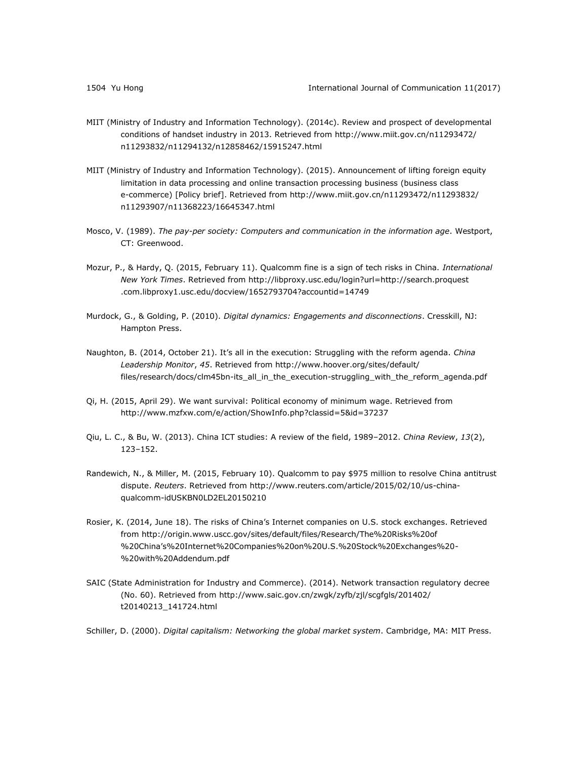MIIT (Ministry of Industry and Information Technology). (2014c). Review and prospect of developmental conditions of handset industry in 2013. Retrieved from http://www.miit.gov.cn/n11293472/n11293832/n11294132/n12858462/15915247.html

MIIT (Ministry of Industry and Information Technology). (2015). Announcement of lifting foreign equity limitation in data processing and online transaction processing business (business class e-commerce) [Policy brief]. Retrieved from http://www.miit.gov.cn/n11293472/n11293832/n11293907/n11368223/16645347.html

Mosco, V. (1989). *The pay-per society: Computers and communication in the information age*. Westport, CT: Greenwood.

Mozur, P., & Hardy, Q. (2015, February 11). Qualcomm fine is a sign of tech risks in China. *International New York Times*. Retrieved from http://libproxy.usc.edu/login?url=http://search.proquest.com.libproxy1.usc.edu/docview/1652793704?accountid=14749

Murdock, G., & Golding, P. (2010). *Digital dynamics: Engagements and disconnections*. Cresskill, NJ: Hampton Press.

Naughton, B. (2014, October 21). It's all in the execution: Struggling with the reform agenda. *China Leadership Monitor*, *45*. Retrieved from http://www.hoover.org/sites/default/files/research/docs/clm45bn-its_all_in_the_execution-struggling_with_the_reform_agenda.pdf

Qi, H. (2015, April 29). We want survival: Political economy of minimum wage. Retrieved from http://www.mzfxw.com/e/action/ShowInfo.php?classid=5&id=37237

Qiu, L. C., & Bu, W. (2013). China ICT studies: A review of the field, 1989–2012. *China Review*, *13*(2), 123–152.

Randewich, N., & Miller, M. (2015, February 10). Qualcomm to pay $975 million to resolve China antitrust dispute. *Reuters*. Retrieved from http://www.reuters.com/article/2015/02/10/us-china-qualcomm-idUSKBN0LD2EL20150210

Rosier, K. (2014, June 18). The risks of China's Internet companies on U.S. stock exchanges. Retrieved from http://origin.www.uscc.gov/sites/default/files/Research/The%20Risks%20of%20China's%20Internet%20Companies%20on%20U.S.%20Stock%20Exchanges%20-%20with%20Addendum.pdf

SAIC (State Administration for Industry and Commerce). (2014). Network transaction regulatory decree (No. 60). Retrieved from http://www.saic.gov.cn/zwgk/zyfb/zjl/scgfgls/201402/t20140213_141724.html

Schiller, D. (2000). *Digital capitalism: Networking the global market system*. Cambridge, MA: MIT Press.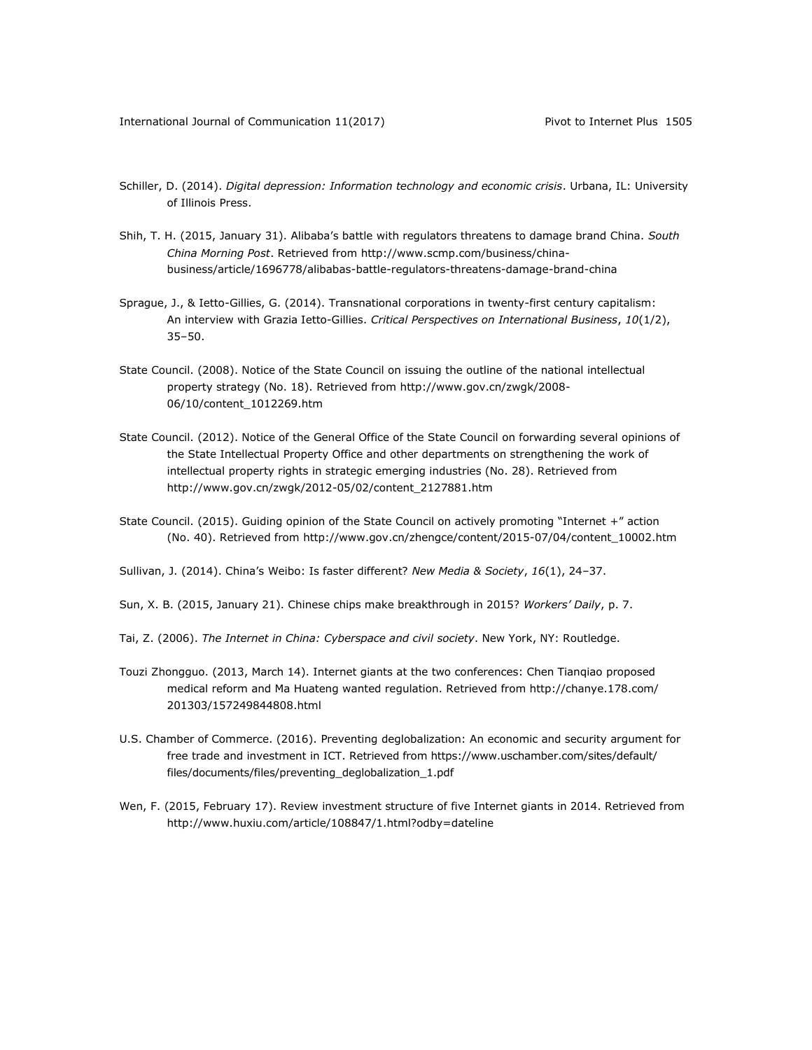Schiller, D. (2014). *Digital depression: Information technology and economic crisis*. Urbana, IL: University of Illinois Press.

Shih, T. H. (2015, January 31). Alibaba's battle with regulators threatens to damage brand China. *South China Morning Post*. Retrieved from http://www.scmp.com/business/china-business/article/1696778/alibabas-battle-regulators-threatens-damage-brand-china

Sprague, J., & Ietto-Gillies, G. (2014). Transnational corporations in twenty-first century capitalism: An interview with Grazia Ietto-Gillies. *Critical Perspectives on International Business*, *10*(1/2), 35–50.

State Council. (2008). Notice of the State Council on issuing the outline of the national intellectual property strategy (No. 18). Retrieved from http://www.gov.cn/zwgk/2008-06/10/content_1012269.htm

State Council. (2012). Notice of the General Office of the State Council on forwarding several opinions of the State Intellectual Property Office and other departments on strengthening the work of intellectual property rights in strategic emerging industries (No. 28). Retrieved from http://www.gov.cn/zwgk/2012-05/02/content_2127881.htm

State Council. (2015). Guiding opinion of the State Council on actively promoting "Internet +" action (No. 40). Retrieved from http://www.gov.cn/zhengce/content/2015-07/04/content_10002.htm

Sullivan, J. (2014). China's Weibo: Is faster different? *New Media & Society*, *16*(1), 24–37.

Sun, X. B. (2015, January 21). Chinese chips make breakthrough in 2015? *Workers' Daily*, p. 7.

Tai, Z. (2006). *The Internet in China: Cyberspace and civil society*. New York, NY: Routledge.

Touzi Zhongguo. (2013, March 14). Internet giants at the two conferences: Chen Tianqiao proposed medical reform and Ma Huateng wanted regulation. Retrieved from http://chanye.178.com/201303/157249844808.html

U.S. Chamber of Commerce. (2016). Preventing deglobalization: An economic and security argument for free trade and investment in ICT. Retrieved from https://www.uschamber.com/sites/default/files/documents/files/preventing_deglobalization_1.pdf

Wen, F. (2015, February 17). Review investment structure of five Internet giants in 2014. Retrieved from http://www.huxiu.com/article/108847/1.html?odby=dateline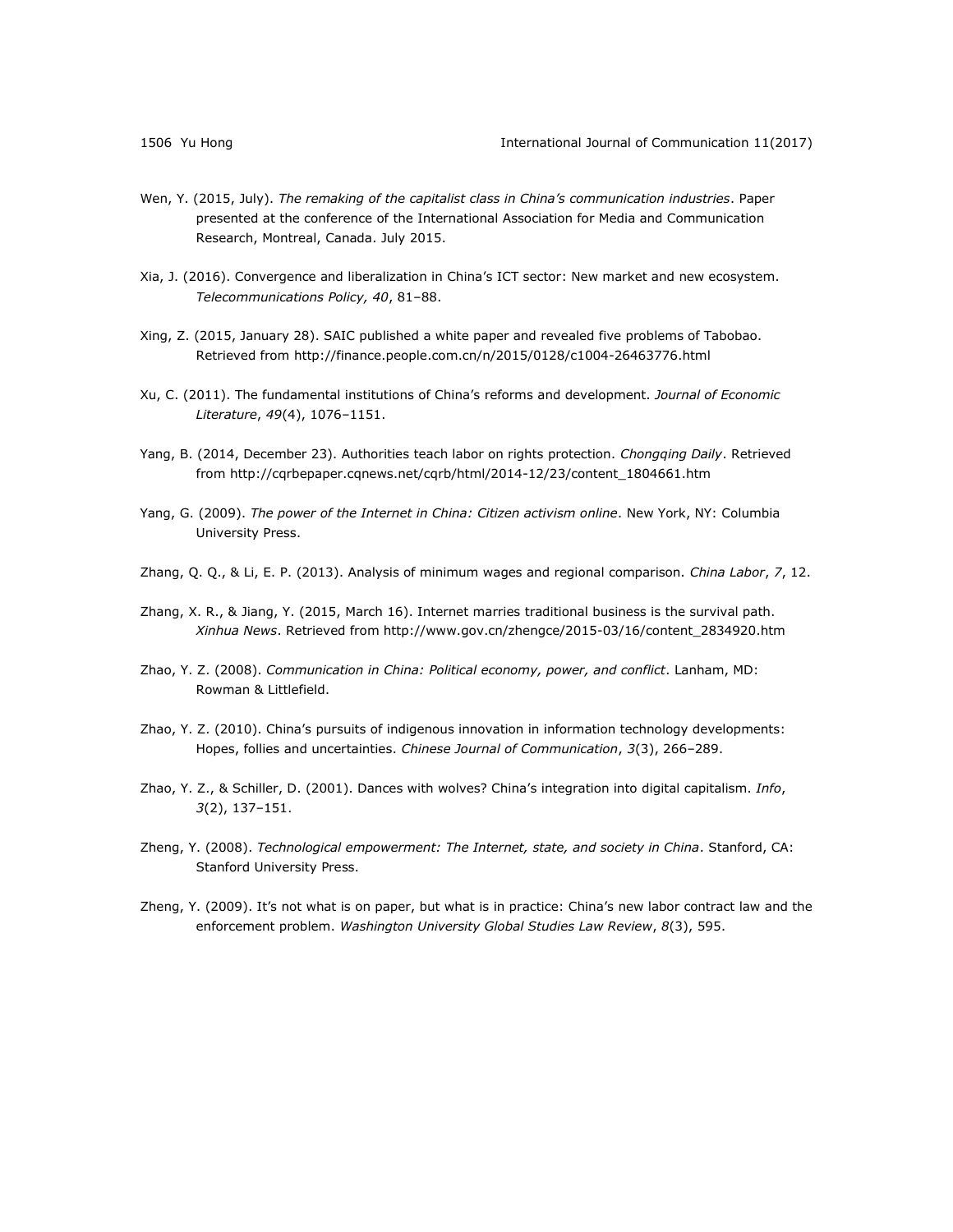Wen, Y. (2015, July). *The remaking of the capitalist class in China's communication industries*. Paper presented at the conference of the International Association for Media and Communication Research, Montreal, Canada. July 2015.

Xia, J. (2016). Convergence and liberalization in China's ICT sector: New market and new ecosystem. *Telecommunications Policy, 40*, 81–88.

Xing, Z. (2015, January 28). SAIC published a white paper and revealed five problems of Tabobao. Retrieved from http://finance.people.com.cn/n/2015/0128/c1004-26463776.html

Xu, C. (2011). The fundamental institutions of China's reforms and development. *Journal of Economic Literature*, *49*(4), 1076–1151.

Yang, B. (2014, December 23). Authorities teach labor on rights protection. *Chongqing Daily*. Retrieved from http://cqrbepaper.cqnews.net/cqrb/html/2014-12/23/content_1804661.htm

Yang, G. (2009). *The power of the Internet in China: Citizen activism online*. New York, NY: Columbia University Press.

Zhang, Q. Q., & Li, E. P. (2013). Analysis of minimum wages and regional comparison. *China Labor*, *7*, 12.

Zhang, X. R., & Jiang, Y. (2015, March 16). Internet marries traditional business is the survival path. *Xinhua News*. Retrieved from http://www.gov.cn/zhengce/2015-03/16/content_2834920.htm

Zhao, Y. Z. (2008). *Communication in China: Political economy, power, and conflict*. Lanham, MD: Rowman & Littlefield.

Zhao, Y. Z. (2010). China's pursuits of indigenous innovation in information technology developments: Hopes, follies and uncertainties. *Chinese Journal of Communication*, *3*(3), 266–289.

Zhao, Y. Z., & Schiller, D. (2001). Dances with wolves? China's integration into digital capitalism. *Info*, *3*(2), 137–151.

Zheng, Y. (2008). *Technological empowerment: The Internet, state, and society in China*. Stanford, CA: Stanford University Press.

Zheng, Y. (2009). It's not what is on paper, but what is in practice: China's new labor contract law and the enforcement problem. *Washington University Global Studies Law Review*, *8*(3), 595.